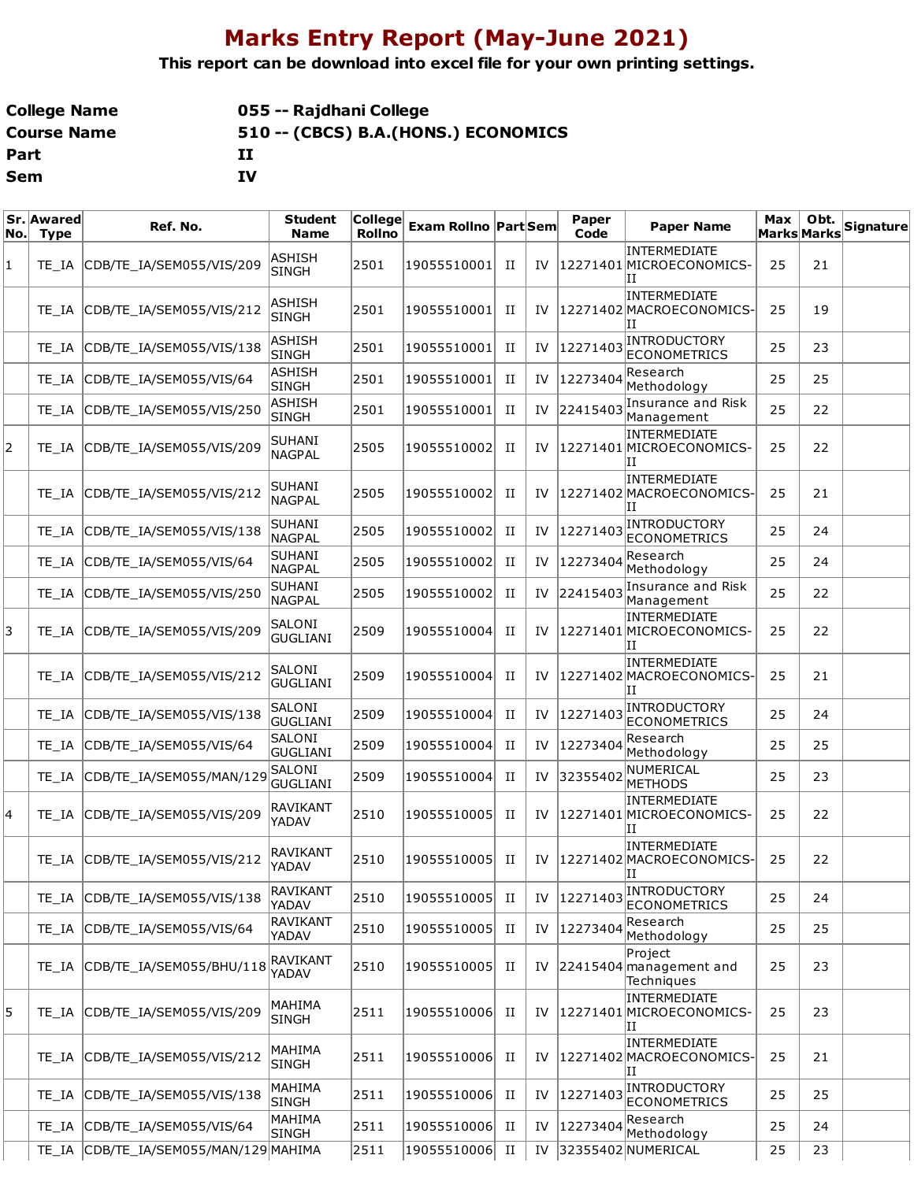# Marks Entry Report (May-June 2021)

**This report can be download into excel file for your own printing settings.**

| | |
|---|---|
| **College Name** | **055 -- Rajdhani College** |
| **Course Name** | **510 -- (CBCS) B.A.(HONS.) ECONOMICS** |
| **Part** | **II** |
| **Sem** | **IV** |

| Sr. No. | Awared Type | Ref. No. | Student Name | College Rollno | Exam Rollno | Part | Sem | Paper Code | Paper Name | Max Marks | Obt. Marks | Signature |
|---|---|---|---|---|---|---|---|---|---|---|---|---|
| 1 | TE_IA | CDB/TE_IA/SEM055/VIS/209 | ASHISH SINGH | 2501 | 19055510001 | II | IV | 12271401 | INTERMEDIATE MICROECONOMICS-II | 25 | 21 | |
| | TE_IA | CDB/TE_IA/SEM055/VIS/212 | ASHISH SINGH | 2501 | 19055510001 | II | IV | 12271402 | INTERMEDIATE MACROECONOMICS-II | 25 | 19 | |
| | TE_IA | CDB/TE_IA/SEM055/VIS/138 | ASHISH SINGH | 2501 | 19055510001 | II | IV | 12271403 | INTRODUCTORY ECONOMETRICS | 25 | 23 | |
| | TE_IA | CDB/TE_IA/SEM055/VIS/64 | ASHISH SINGH | 2501 | 19055510001 | II | IV | 12273404 | Research Methodology | 25 | 25 | |
| | TE_IA | CDB/TE_IA/SEM055/VIS/250 | ASHISH SINGH | 2501 | 19055510001 | II | IV | 22415403 | Insurance and Risk Management | 25 | 22 | |
| 2 | TE_IA | CDB/TE_IA/SEM055/VIS/209 | SUHANI NAGPAL | 2505 | 19055510002 | II | IV | 12271401 | INTERMEDIATE MICROECONOMICS-II | 25 | 22 | |
| | TE_IA | CDB/TE_IA/SEM055/VIS/212 | SUHANI NAGPAL | 2505 | 19055510002 | II | IV | 12271402 | INTERMEDIATE MACROECONOMICS-II | 25 | 21 | |
| | TE_IA | CDB/TE_IA/SEM055/VIS/138 | SUHANI NAGPAL | 2505 | 19055510002 | II | IV | 12271403 | INTRODUCTORY ECONOMETRICS | 25 | 24 | |
| | TE_IA | CDB/TE_IA/SEM055/VIS/64 | SUHANI NAGPAL | 2505 | 19055510002 | II | IV | 12273404 | Research Methodology | 25 | 24 | |
| | TE_IA | CDB/TE_IA/SEM055/VIS/250 | SUHANI NAGPAL | 2505 | 19055510002 | II | IV | 22415403 | Insurance and Risk Management | 25 | 22 | |
| 3 | TE_IA | CDB/TE_IA/SEM055/VIS/209 | SALONI GUGLIANI | 2509 | 19055510004 | II | IV | 12271401 | INTERMEDIATE MICROECONOMICS-II | 25 | 22 | |
| | TE_IA | CDB/TE_IA/SEM055/VIS/212 | SALONI GUGLIANI | 2509 | 19055510004 | II | IV | 12271402 | INTERMEDIATE MACROECONOMICS-II | 25 | 21 | |
| | TE_IA | CDB/TE_IA/SEM055/VIS/138 | SALONI GUGLIANI | 2509 | 19055510004 | II | IV | 12271403 | INTRODUCTORY ECONOMETRICS | 25 | 24 | |
| | TE_IA | CDB/TE_IA/SEM055/VIS/64 | SALONI GUGLIANI | 2509 | 19055510004 | II | IV | 12273404 | Research Methodology | 25 | 25 | |
| | TE_IA | CDB/TE_IA/SEM055/MAN/129 | SALONI GUGLIANI | 2509 | 19055510004 | II | IV | 32355402 | NUMERICAL METHODS | 25 | 23 | |
| 4 | TE_IA | CDB/TE_IA/SEM055/VIS/209 | RAVIKANT YADAV | 2510 | 19055510005 | II | IV | 12271401 | INTERMEDIATE MICROECONOMICS-II | 25 | 22 | |
| | TE_IA | CDB/TE_IA/SEM055/VIS/212 | RAVIKANT YADAV | 2510 | 19055510005 | II | IV | 12271402 | INTERMEDIATE MACROECONOMICS-II | 25 | 22 | |
| | TE_IA | CDB/TE_IA/SEM055/VIS/138 | RAVIKANT YADAV | 2510 | 19055510005 | II | IV | 12271403 | INTRODUCTORY ECONOMETRICS | 25 | 24 | |
| | TE_IA | CDB/TE_IA/SEM055/VIS/64 | RAVIKANT YADAV | 2510 | 19055510005 | II | IV | 12273404 | Research Methodology | 25 | 25 | |
| | TE_IA | CDB/TE_IA/SEM055/BHU/118 | RAVIKANT YADAV | 2510 | 19055510005 | II | IV | 22415404 | Project management and Techniques | 25 | 23 | |
| 5 | TE_IA | CDB/TE_IA/SEM055/VIS/209 | MAHIMA SINGH | 2511 | 19055510006 | II | IV | 12271401 | INTERMEDIATE MICROECONOMICS-II | 25 | 23 | |
| | TE_IA | CDB/TE_IA/SEM055/VIS/212 | MAHIMA SINGH | 2511 | 19055510006 | II | IV | 12271402 | INTERMEDIATE MACROECONOMICS-II | 25 | 21 | |
| | TE_IA | CDB/TE_IA/SEM055/VIS/138 | MAHIMA SINGH | 2511 | 19055510006 | II | IV | 12271403 | INTRODUCTORY ECONOMETRICS | 25 | 25 | |
| | TE_IA | CDB/TE_IA/SEM055/VIS/64 | MAHIMA SINGH | 2511 | 19055510006 | II | IV | 12273404 | Research Methodology | 25 | 24 | |
| | TE_IA | CDB/TE_IA/SEM055/MAN/129 | MAHIMA | 2511 | 19055510006 | II | IV | 32355402 | NUMERICAL | 25 | 23 | |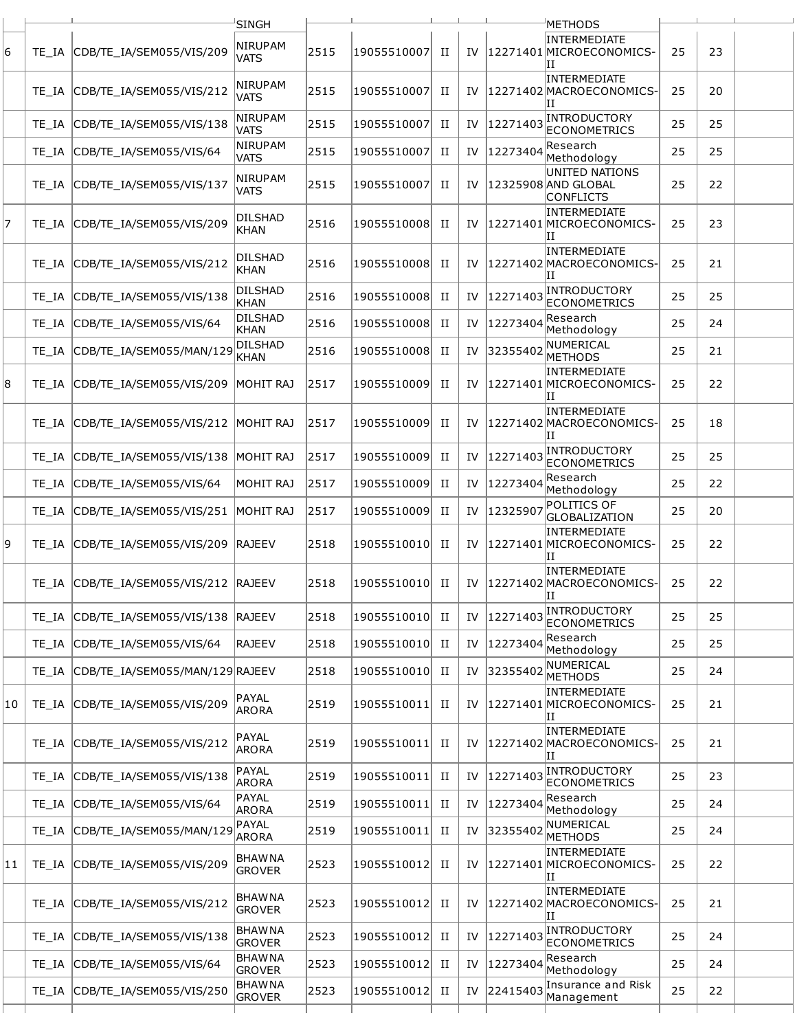| | | | SINGH | | | | | | METHODS | | | |
|---|---|---|---|---|---|---|---|---|---|---|---|---|
| 6 | TE_IA | CDB/TE_IA/SEM055/VIS/209 | NIRUPAM VATS | 2515 | 19055510007 | II | IV | 12271401 | INTERMEDIATE MICROECONOMICS-II | 25 | 23 | |
| | TE_IA | CDB/TE_IA/SEM055/VIS/212 | NIRUPAM VATS | 2515 | 19055510007 | II | IV | 12271402 | INTERMEDIATE MACROECONOMICS-II | 25 | 20 | |
| | TE_IA | CDB/TE_IA/SEM055/VIS/138 | NIRUPAM VATS | 2515 | 19055510007 | II | IV | 12271403 | INTRODUCTORY ECONOMETRICS | 25 | 25 | |
| | TE_IA | CDB/TE_IA/SEM055/VIS/64 | NIRUPAM VATS | 2515 | 19055510007 | II | IV | 12273404 | Research Methodology | 25 | 25 | |
| | TE_IA | CDB/TE_IA/SEM055/VIS/137 | NIRUPAM VATS | 2515 | 19055510007 | II | IV | 12325908 | UNITED NATIONS AND GLOBAL CONFLICTS | 25 | 22 | |
| 7 | TE_IA | CDB/TE_IA/SEM055/VIS/209 | DILSHAD KHAN | 2516 | 19055510008 | II | IV | 12271401 | INTERMEDIATE MICROECONOMICS-II | 25 | 23 | |
| | TE_IA | CDB/TE_IA/SEM055/VIS/212 | DILSHAD KHAN | 2516 | 19055510008 | II | IV | 12271402 | INTERMEDIATE MACROECONOMICS-II | 25 | 21 | |
| | TE_IA | CDB/TE_IA/SEM055/VIS/138 | DILSHAD KHAN | 2516 | 19055510008 | II | IV | 12271403 | INTRODUCTORY ECONOMETRICS | 25 | 25 | |
| | TE_IA | CDB/TE_IA/SEM055/VIS/64 | DILSHAD KHAN | 2516 | 19055510008 | II | IV | 12273404 | Research Methodology | 25 | 24 | |
| | TE_IA | CDB/TE_IA/SEM055/MAN/129 | DILSHAD KHAN | 2516 | 19055510008 | II | IV | 32355402 | NUMERICAL METHODS | 25 | 21 | |
| 8 | TE_IA | CDB/TE_IA/SEM055/VIS/209 | MOHIT RAJ | 2517 | 19055510009 | II | IV | 12271401 | INTERMEDIATE MICROECONOMICS-II | 25 | 22 | |
| | TE_IA | CDB/TE_IA/SEM055/VIS/212 | MOHIT RAJ | 2517 | 19055510009 | II | IV | 12271402 | INTERMEDIATE MACROECONOMICS-II | 25 | 18 | |
| | TE_IA | CDB/TE_IA/SEM055/VIS/138 | MOHIT RAJ | 2517 | 19055510009 | II | IV | 12271403 | INTRODUCTORY ECONOMETRICS | 25 | 25 | |
| | TE_IA | CDB/TE_IA/SEM055/VIS/64 | MOHIT RAJ | 2517 | 19055510009 | II | IV | 12273404 | Research Methodology | 25 | 22 | |
| | TE_IA | CDB/TE_IA/SEM055/VIS/251 | MOHIT RAJ | 2517 | 19055510009 | II | IV | 12325907 | POLITICS OF GLOBALIZATION | 25 | 20 | |
| 9 | TE_IA | CDB/TE_IA/SEM055/VIS/209 | RAJEEV | 2518 | 19055510010 | II | IV | 12271401 | INTERMEDIATE MICROECONOMICS-II | 25 | 22 | |
| | TE_IA | CDB/TE_IA/SEM055/VIS/212 | RAJEEV | 2518 | 19055510010 | II | IV | 12271402 | INTERMEDIATE MACROECONOMICS-II | 25 | 22 | |
| | TE_IA | CDB/TE_IA/SEM055/VIS/138 | RAJEEV | 2518 | 19055510010 | II | IV | 12271403 | INTRODUCTORY ECONOMETRICS | 25 | 25 | |
| | TE_IA | CDB/TE_IA/SEM055/VIS/64 | RAJEEV | 2518 | 19055510010 | II | IV | 12273404 | Research Methodology | 25 | 25 | |
| | TE_IA | CDB/TE_IA/SEM055/MAN/129 | RAJEEV | 2518 | 19055510010 | II | IV | 32355402 | NUMERICAL METHODS | 25 | 24 | |
| 10 | TE_IA | CDB/TE_IA/SEM055/VIS/209 | PAYAL ARORA | 2519 | 19055510011 | II | IV | 12271401 | INTERMEDIATE MICROECONOMICS-II | 25 | 21 | |
| | TE_IA | CDB/TE_IA/SEM055/VIS/212 | PAYAL ARORA | 2519 | 19055510011 | II | IV | 12271402 | INTERMEDIATE MACROECONOMICS-II | 25 | 21 | |
| | TE_IA | CDB/TE_IA/SEM055/VIS/138 | PAYAL ARORA | 2519 | 19055510011 | II | IV | 12271403 | INTRODUCTORY ECONOMETRICS | 25 | 23 | |
| | TE_IA | CDB/TE_IA/SEM055/VIS/64 | PAYAL ARORA | 2519 | 19055510011 | II | IV | 12273404 | Research Methodology | 25 | 24 | |
| | TE_IA | CDB/TE_IA/SEM055/MAN/129 | PAYAL ARORA | 2519 | 19055510011 | II | IV | 32355402 | NUMERICAL METHODS | 25 | 24 | |
| 11 | TE_IA | CDB/TE_IA/SEM055/VIS/209 | BHAWNA GROVER | 2523 | 19055510012 | II | IV | 12271401 | INTERMEDIATE MICROECONOMICS-II | 25 | 22 | |
| | TE_IA | CDB/TE_IA/SEM055/VIS/212 | BHAWNA GROVER | 2523 | 19055510012 | II | IV | 12271402 | INTERMEDIATE MACROECONOMICS-II | 25 | 21 | |
| | TE_IA | CDB/TE_IA/SEM055/VIS/138 | BHAWNA GROVER | 2523 | 19055510012 | II | IV | 12271403 | INTRODUCTORY ECONOMETRICS | 25 | 24 | |
| | TE_IA | CDB/TE_IA/SEM055/VIS/64 | BHAWNA GROVER | 2523 | 19055510012 | II | IV | 12273404 | Research Methodology | 25 | 24 | |
| | TE_IA | CDB/TE_IA/SEM055/VIS/250 | BHAWNA GROVER | 2523 | 19055510012 | II | IV | 22415403 | Insurance and Risk Management | 25 | 22 | |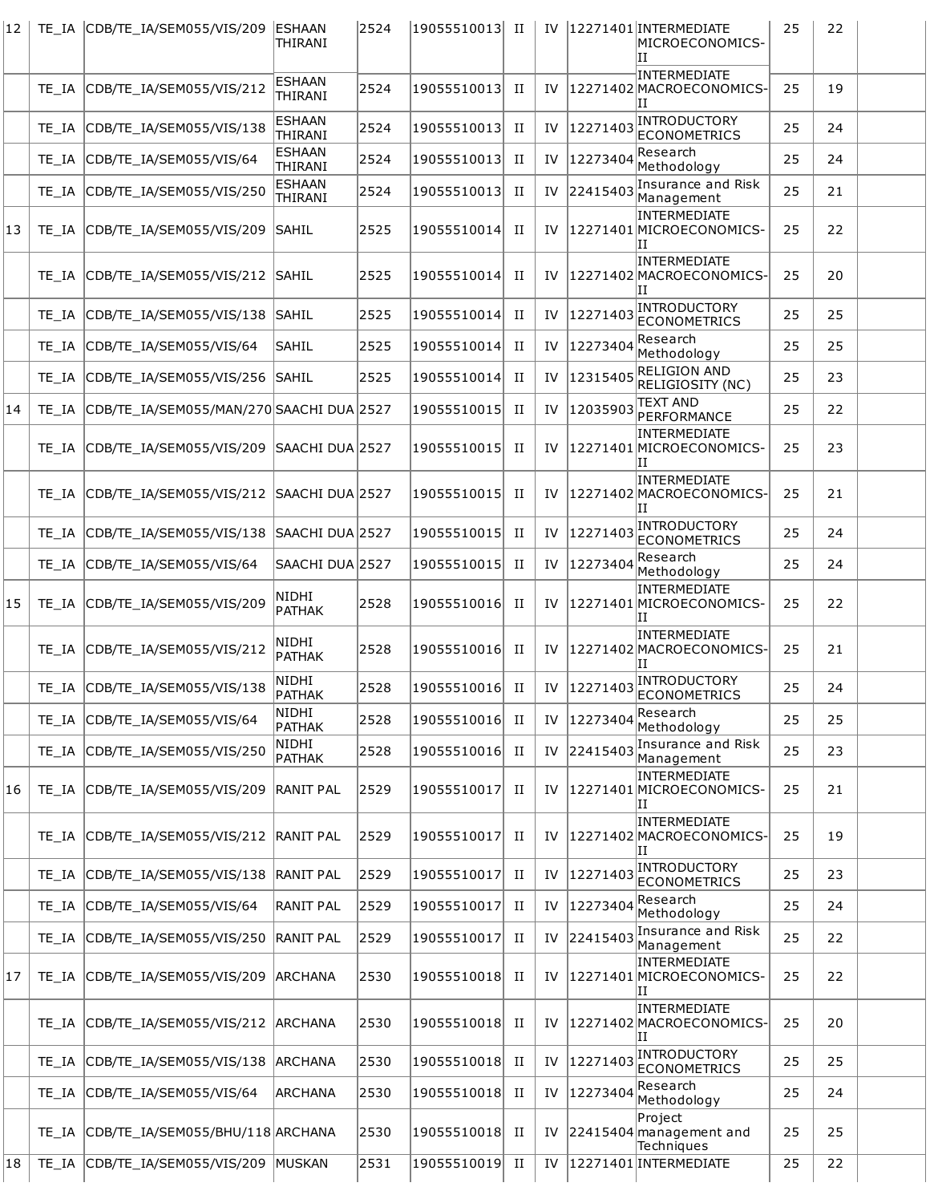| | | | | | | | | | | | | |
|---|---|---|---|---|---|---|---|---|---|---|---|---|
| 12 | TE_IA | CDB/TE_IA/SEM055/VIS/209 | ESHAAN THIRANI | 2524 | 19055510013 | II | IV | 12271401 | INTERMEDIATE MICROECONOMICS-II | 25 | 22 | |
| | TE_IA | CDB/TE_IA/SEM055/VIS/212 | ESHAAN THIRANI | 2524 | 19055510013 | II | IV | 12271402 | INTERMEDIATE MACROECONOMICS-II | 25 | 19 | |
| | TE_IA | CDB/TE_IA/SEM055/VIS/138 | ESHAAN THIRANI | 2524 | 19055510013 | II | IV | 12271403 | INTRODUCTORY ECONOMETRICS | 25 | 24 | |
| | TE_IA | CDB/TE_IA/SEM055/VIS/64 | ESHAAN THIRANI | 2524 | 19055510013 | II | IV | 12273404 | Research Methodology | 25 | 24 | |
| | TE_IA | CDB/TE_IA/SEM055/VIS/250 | ESHAAN THIRANI | 2524 | 19055510013 | II | IV | 22415403 | Insurance and Risk Management | 25 | 21 | |
| 13 | TE_IA | CDB/TE_IA/SEM055/VIS/209 | SAHIL | 2525 | 19055510014 | II | IV | 12271401 | INTERMEDIATE MICROECONOMICS-II | 25 | 22 | |
| | TE_IA | CDB/TE_IA/SEM055/VIS/212 | SAHIL | 2525 | 19055510014 | II | IV | 12271402 | INTERMEDIATE MACROECONOMICS-II | 25 | 20 | |
| | TE_IA | CDB/TE_IA/SEM055/VIS/138 | SAHIL | 2525 | 19055510014 | II | IV | 12271403 | INTRODUCTORY ECONOMETRICS | 25 | 25 | |
| | TE_IA | CDB/TE_IA/SEM055/VIS/64 | SAHIL | 2525 | 19055510014 | II | IV | 12273404 | Research Methodology | 25 | 25 | |
| | TE_IA | CDB/TE_IA/SEM055/VIS/256 | SAHIL | 2525 | 19055510014 | II | IV | 12315405 | RELIGION AND RELIGIOSITY (NC) | 25 | 23 | |
| 14 | TE_IA | CDB/TE_IA/SEM055/MAN/270 | SAACHI DUA | 2527 | 19055510015 | II | IV | 12035903 | TEXT AND PERFORMANCE | 25 | 22 | |
| | TE_IA | CDB/TE_IA/SEM055/VIS/209 | SAACHI DUA | 2527 | 19055510015 | II | IV | 12271401 | INTERMEDIATE MICROECONOMICS-II | 25 | 23 | |
| | TE_IA | CDB/TE_IA/SEM055/VIS/212 | SAACHI DUA | 2527 | 19055510015 | II | IV | 12271402 | INTERMEDIATE MACROECONOMICS-II | 25 | 21 | |
| | TE_IA | CDB/TE_IA/SEM055/VIS/138 | SAACHI DUA | 2527 | 19055510015 | II | IV | 12271403 | INTRODUCTORY ECONOMETRICS | 25 | 24 | |
| | TE_IA | CDB/TE_IA/SEM055/VIS/64 | SAACHI DUA | 2527 | 19055510015 | II | IV | 12273404 | Research Methodology | 25 | 24 | |
| 15 | TE_IA | CDB/TE_IA/SEM055/VIS/209 | NIDHI PATHAK | 2528 | 19055510016 | II | IV | 12271401 | INTERMEDIATE MICROECONOMICS-II | 25 | 22 | |
| | TE_IA | CDB/TE_IA/SEM055/VIS/212 | NIDHI PATHAK | 2528 | 19055510016 | II | IV | 12271402 | INTERMEDIATE MACROECONOMICS-II | 25 | 21 | |
| | TE_IA | CDB/TE_IA/SEM055/VIS/138 | NIDHI PATHAK | 2528 | 19055510016 | II | IV | 12271403 | INTRODUCTORY ECONOMETRICS | 25 | 24 | |
| | TE_IA | CDB/TE_IA/SEM055/VIS/64 | NIDHI PATHAK | 2528 | 19055510016 | II | IV | 12273404 | Research Methodology | 25 | 25 | |
| | TE_IA | CDB/TE_IA/SEM055/VIS/250 | NIDHI PATHAK | 2528 | 19055510016 | II | IV | 22415403 | Insurance and Risk Management | 25 | 23 | |
| 16 | TE_IA | CDB/TE_IA/SEM055/VIS/209 | RANIT PAL | 2529 | 19055510017 | II | IV | 12271401 | INTERMEDIATE MICROECONOMICS-II | 25 | 21 | |
| | TE_IA | CDB/TE_IA/SEM055/VIS/212 | RANIT PAL | 2529 | 19055510017 | II | IV | 12271402 | INTERMEDIATE MACROECONOMICS-II | 25 | 19 | |
| | TE_IA | CDB/TE_IA/SEM055/VIS/138 | RANIT PAL | 2529 | 19055510017 | II | IV | 12271403 | INTRODUCTORY ECONOMETRICS | 25 | 23 | |
| | TE_IA | CDB/TE_IA/SEM055/VIS/64 | RANIT PAL | 2529 | 19055510017 | II | IV | 12273404 | Research Methodology | 25 | 24 | |
| | TE_IA | CDB/TE_IA/SEM055/VIS/250 | RANIT PAL | 2529 | 19055510017 | II | IV | 22415403 | Insurance and Risk Management | 25 | 22 | |
| 17 | TE_IA | CDB/TE_IA/SEM055/VIS/209 | ARCHANA | 2530 | 19055510018 | II | IV | 12271401 | INTERMEDIATE MICROECONOMICS-II | 25 | 22 | |
| | TE_IA | CDB/TE_IA/SEM055/VIS/212 | ARCHANA | 2530 | 19055510018 | II | IV | 12271402 | INTERMEDIATE MACROECONOMICS-II | 25 | 20 | |
| | TE_IA | CDB/TE_IA/SEM055/VIS/138 | ARCHANA | 2530 | 19055510018 | II | IV | 12271403 | INTRODUCTORY ECONOMETRICS | 25 | 25 | |
| | TE_IA | CDB/TE_IA/SEM055/VIS/64 | ARCHANA | 2530 | 19055510018 | II | IV | 12273404 | Research Methodology | 25 | 24 | |
| | TE_IA | CDB/TE_IA/SEM055/BHU/118 | ARCHANA | 2530 | 19055510018 | II | IV | 22415404 | Project management and Techniques | 25 | 25 | |
| 18 | TE_IA | CDB/TE_IA/SEM055/VIS/209 | MUSKAN | 2531 | 19055510019 | II | IV | 12271401 | INTERMEDIATE | 25 | 22 | |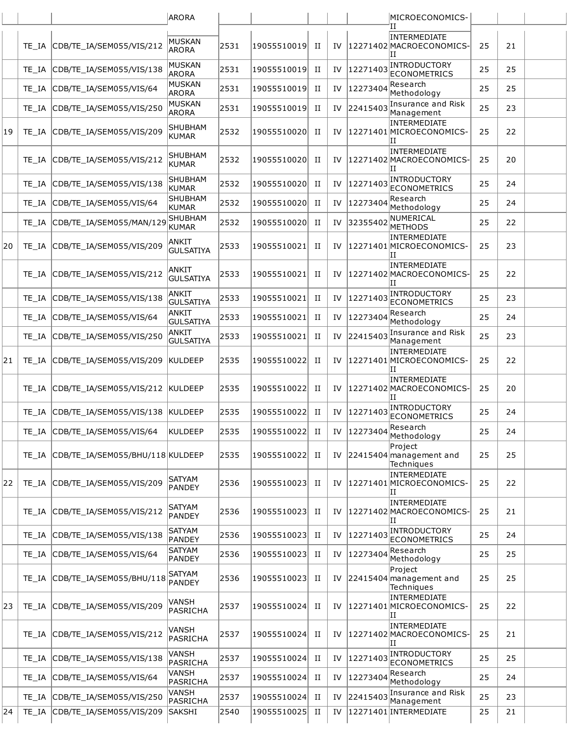| | | | ARORA | | | | | | MICROECONOMICS-II | | | |
|---|---|---|---|---|---|---|---|---|---|---|---|---|
| | TE_IA | CDB/TE_IA/SEM055/VIS/212 | MUSKAN ARORA | 2531 | 19055510019 | II | IV | 12271402 | INTERMEDIATE MACROECONOMICS-II | 25 | 21 | |
| | TE_IA | CDB/TE_IA/SEM055/VIS/138 | MUSKAN ARORA | 2531 | 19055510019 | II | IV | 12271403 | INTRODUCTORY ECONOMETRICS | 25 | 25 | |
| | TE_IA | CDB/TE_IA/SEM055/VIS/64 | MUSKAN ARORA | 2531 | 19055510019 | II | IV | 12273404 | Research Methodology | 25 | 25 | |
| | TE_IA | CDB/TE_IA/SEM055/VIS/250 | MUSKAN ARORA | 2531 | 19055510019 | II | IV | 22415403 | Insurance and Risk Management | 25 | 23 | |
| 19 | TE_IA | CDB/TE_IA/SEM055/VIS/209 | SHUBHAM KUMAR | 2532 | 19055510020 | II | IV | 12271401 | INTERMEDIATE MICROECONOMICS-II | 25 | 22 | |
| | TE_IA | CDB/TE_IA/SEM055/VIS/212 | SHUBHAM KUMAR | 2532 | 19055510020 | II | IV | 12271402 | INTERMEDIATE MACROECONOMICS-II | 25 | 20 | |
| | TE_IA | CDB/TE_IA/SEM055/VIS/138 | SHUBHAM KUMAR | 2532 | 19055510020 | II | IV | 12271403 | INTRODUCTORY ECONOMETRICS | 25 | 24 | |
| | TE_IA | CDB/TE_IA/SEM055/VIS/64 | SHUBHAM KUMAR | 2532 | 19055510020 | II | IV | 12273404 | Research Methodology | 25 | 24 | |
| | TE_IA | CDB/TE_IA/SEM055/MAN/129 | SHUBHAM KUMAR | 2532 | 19055510020 | II | IV | 32355402 | NUMERICAL METHODS | 25 | 22 | |
| 20 | TE_IA | CDB/TE_IA/SEM055/VIS/209 | ANKIT GULSATIYA | 2533 | 19055510021 | II | IV | 12271401 | INTERMEDIATE MICROECONOMICS-II | 25 | 23 | |
| | TE_IA | CDB/TE_IA/SEM055/VIS/212 | ANKIT GULSATIYA | 2533 | 19055510021 | II | IV | 12271402 | INTERMEDIATE MACROECONOMICS-II | 25 | 22 | |
| | TE_IA | CDB/TE_IA/SEM055/VIS/138 | ANKIT GULSATIYA | 2533 | 19055510021 | II | IV | 12271403 | INTRODUCTORY ECONOMETRICS | 25 | 23 | |
| | TE_IA | CDB/TE_IA/SEM055/VIS/64 | ANKIT GULSATIYA | 2533 | 19055510021 | II | IV | 12273404 | Research Methodology | 25 | 24 | |
| | TE_IA | CDB/TE_IA/SEM055/VIS/250 | ANKIT GULSATIYA | 2533 | 19055510021 | II | IV | 22415403 | Insurance and Risk Management | 25 | 23 | |
| 21 | TE_IA | CDB/TE_IA/SEM055/VIS/209 | KULDEEP | 2535 | 19055510022 | II | IV | 12271401 | INTERMEDIATE MICROECONOMICS-II | 25 | 22 | |
| | TE_IA | CDB/TE_IA/SEM055/VIS/212 | KULDEEP | 2535 | 19055510022 | II | IV | 12271402 | INTERMEDIATE MACROECONOMICS-II | 25 | 20 | |
| | TE_IA | CDB/TE_IA/SEM055/VIS/138 | KULDEEP | 2535 | 19055510022 | II | IV | 12271403 | INTRODUCTORY ECONOMETRICS | 25 | 24 | |
| | TE_IA | CDB/TE_IA/SEM055/VIS/64 | KULDEEP | 2535 | 19055510022 | II | IV | 12273404 | Research Methodology | 25 | 24 | |
| | TE_IA | CDB/TE_IA/SEM055/BHU/118 | KULDEEP | 2535 | 19055510022 | II | IV | 22415404 | Project management and Techniques | 25 | 25 | |
| 22 | TE_IA | CDB/TE_IA/SEM055/VIS/209 | SATYAM PANDEY | 2536 | 19055510023 | II | IV | 12271401 | INTERMEDIATE MICROECONOMICS-II | 25 | 22 | |
| | TE_IA | CDB/TE_IA/SEM055/VIS/212 | SATYAM PANDEY | 2536 | 19055510023 | II | IV | 12271402 | INTERMEDIATE MACROECONOMICS-II | 25 | 21 | |
| | TE_IA | CDB/TE_IA/SEM055/VIS/138 | SATYAM PANDEY | 2536 | 19055510023 | II | IV | 12271403 | INTRODUCTORY ECONOMETRICS | 25 | 24 | |
| | TE_IA | CDB/TE_IA/SEM055/VIS/64 | SATYAM PANDEY | 2536 | 19055510023 | II | IV | 12273404 | Research Methodology | 25 | 25 | |
| | TE_IA | CDB/TE_IA/SEM055/BHU/118 | SATYAM PANDEY | 2536 | 19055510023 | II | IV | 22415404 | Project management and Techniques | 25 | 25 | |
| 23 | TE_IA | CDB/TE_IA/SEM055/VIS/209 | VANSH PASRICHA | 2537 | 19055510024 | II | IV | 12271401 | INTERMEDIATE MICROECONOMICS-II | 25 | 22 | |
| | TE_IA | CDB/TE_IA/SEM055/VIS/212 | VANSH PASRICHA | 2537 | 19055510024 | II | IV | 12271402 | INTERMEDIATE MACROECONOMICS-II | 25 | 21 | |
| | TE_IA | CDB/TE_IA/SEM055/VIS/138 | VANSH PASRICHA | 2537 | 19055510024 | II | IV | 12271403 | INTRODUCTORY ECONOMETRICS | 25 | 25 | |
| | TE_IA | CDB/TE_IA/SEM055/VIS/64 | VANSH PASRICHA | 2537 | 19055510024 | II | IV | 12273404 | Research Methodology | 25 | 24 | |
| | TE_IA | CDB/TE_IA/SEM055/VIS/250 | VANSH PASRICHA | 2537 | 19055510024 | II | IV | 22415403 | Insurance and Risk Management | 25 | 23 | |
| 24 | TE_IA | CDB/TE_IA/SEM055/VIS/209 | SAKSHI | 2540 | 19055510025 | II | IV | 12271401 | INTERMEDIATE | 25 | 21 | |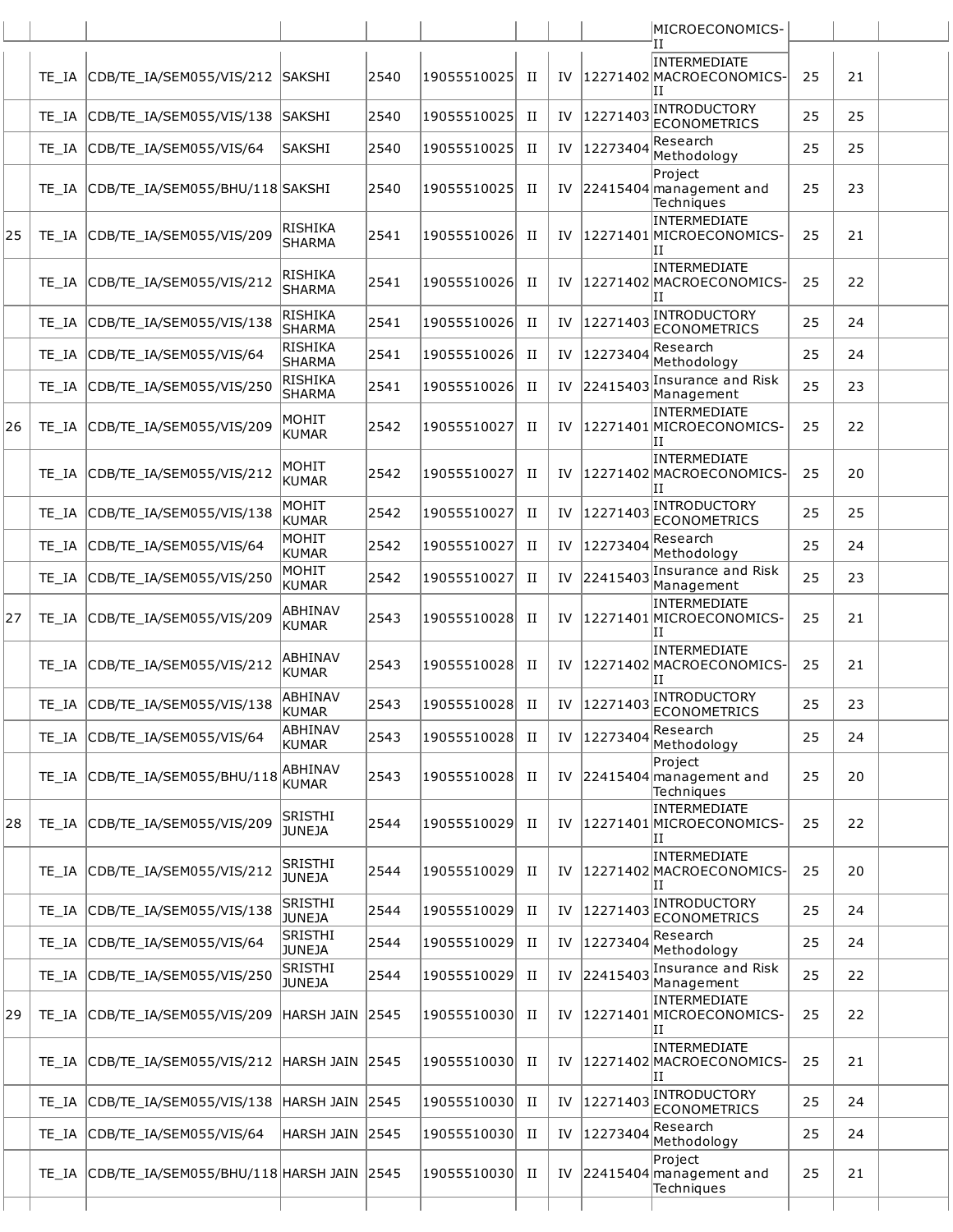| | | | | | | | | | | | | |
|---|---|---|---|---|---|---|---|---|---|---|---|---|
| | | | | | | | | | MICROECONOMICS-II | | | |
| | TE_IA | CDB/TE_IA/SEM055/VIS/212 | SAKSHI | 2540 | 19055510025 | II | IV | 12271402 | INTERMEDIATE MACROECONOMICS-II | 25 | 21 | |
| | TE_IA | CDB/TE_IA/SEM055/VIS/138 | SAKSHI | 2540 | 19055510025 | II | IV | 12271403 | INTRODUCTORY ECONOMETRICS | 25 | 25 | |
| | TE_IA | CDB/TE_IA/SEM055/VIS/64 | SAKSHI | 2540 | 19055510025 | II | IV | 12273404 | Research Methodology | 25 | 25 | |
| | TE_IA | CDB/TE_IA/SEM055/BHU/118 | SAKSHI | 2540 | 19055510025 | II | IV | 22415404 | Project management and Techniques | 25 | 23 | |
| 25 | TE_IA | CDB/TE_IA/SEM055/VIS/209 | RISHIKA SHARMA | 2541 | 19055510026 | II | IV | 12271401 | INTERMEDIATE MICROECONOMICS-II | 25 | 21 | |
| | TE_IA | CDB/TE_IA/SEM055/VIS/212 | RISHIKA SHARMA | 2541 | 19055510026 | II | IV | 12271402 | INTERMEDIATE MACROECONOMICS-II | 25 | 22 | |
| | TE_IA | CDB/TE_IA/SEM055/VIS/138 | RISHIKA SHARMA | 2541 | 19055510026 | II | IV | 12271403 | INTRODUCTORY ECONOMETRICS | 25 | 24 | |
| | TE_IA | CDB/TE_IA/SEM055/VIS/64 | RISHIKA SHARMA | 2541 | 19055510026 | II | IV | 12273404 | Research Methodology | 25 | 24 | |
| | TE_IA | CDB/TE_IA/SEM055/VIS/250 | RISHIKA SHARMA | 2541 | 19055510026 | II | IV | 22415403 | Insurance and Risk Management | 25 | 23 | |
| 26 | TE_IA | CDB/TE_IA/SEM055/VIS/209 | MOHIT KUMAR | 2542 | 19055510027 | II | IV | 12271401 | INTERMEDIATE MICROECONOMICS-II | 25 | 22 | |
| | TE_IA | CDB/TE_IA/SEM055/VIS/212 | MOHIT KUMAR | 2542 | 19055510027 | II | IV | 12271402 | INTERMEDIATE MACROECONOMICS-II | 25 | 20 | |
| | TE_IA | CDB/TE_IA/SEM055/VIS/138 | MOHIT KUMAR | 2542 | 19055510027 | II | IV | 12271403 | INTRODUCTORY ECONOMETRICS | 25 | 25 | |
| | TE_IA | CDB/TE_IA/SEM055/VIS/64 | MOHIT KUMAR | 2542 | 19055510027 | II | IV | 12273404 | Research Methodology | 25 | 24 | |
| | TE_IA | CDB/TE_IA/SEM055/VIS/250 | MOHIT KUMAR | 2542 | 19055510027 | II | IV | 22415403 | Insurance and Risk Management | 25 | 23 | |
| 27 | TE_IA | CDB/TE_IA/SEM055/VIS/209 | ABHINAV KUMAR | 2543 | 19055510028 | II | IV | 12271401 | INTERMEDIATE MICROECONOMICS-II | 25 | 21 | |
| | TE_IA | CDB/TE_IA/SEM055/VIS/212 | ABHINAV KUMAR | 2543 | 19055510028 | II | IV | 12271402 | INTERMEDIATE MACROECONOMICS-II | 25 | 21 | |
| | TE_IA | CDB/TE_IA/SEM055/VIS/138 | ABHINAV KUMAR | 2543 | 19055510028 | II | IV | 12271403 | INTRODUCTORY ECONOMETRICS | 25 | 23 | |
| | TE_IA | CDB/TE_IA/SEM055/VIS/64 | ABHINAV KUMAR | 2543 | 19055510028 | II | IV | 12273404 | Research Methodology | 25 | 24 | |
| | TE_IA | CDB/TE_IA/SEM055/BHU/118 | ABHINAV KUMAR | 2543 | 19055510028 | II | IV | 22415404 | Project management and Techniques | 25 | 20 | |
| 28 | TE_IA | CDB/TE_IA/SEM055/VIS/209 | SRISTHI JUNEJA | 2544 | 19055510029 | II | IV | 12271401 | INTERMEDIATE MICROECONOMICS-II | 25 | 22 | |
| | TE_IA | CDB/TE_IA/SEM055/VIS/212 | SRISTHI JUNEJA | 2544 | 19055510029 | II | IV | 12271402 | INTERMEDIATE MACROECONOMICS-II | 25 | 20 | |
| | TE_IA | CDB/TE_IA/SEM055/VIS/138 | SRISTHI JUNEJA | 2544 | 19055510029 | II | IV | 12271403 | INTRODUCTORY ECONOMETRICS | 25 | 24 | |
| | TE_IA | CDB/TE_IA/SEM055/VIS/64 | SRISTHI JUNEJA | 2544 | 19055510029 | II | IV | 12273404 | Research Methodology | 25 | 24 | |
| | TE_IA | CDB/TE_IA/SEM055/VIS/250 | SRISTHI JUNEJA | 2544 | 19055510029 | II | IV | 22415403 | Insurance and Risk Management | 25 | 22 | |
| 29 | TE_IA | CDB/TE_IA/SEM055/VIS/209 | HARSH JAIN | 2545 | 19055510030 | II | IV | 12271401 | INTERMEDIATE MICROECONOMICS-II | 25 | 22 | |
| | TE_IA | CDB/TE_IA/SEM055/VIS/212 | HARSH JAIN | 2545 | 19055510030 | II | IV | 12271402 | INTERMEDIATE MACROECONOMICS-II | 25 | 21 | |
| | TE_IA | CDB/TE_IA/SEM055/VIS/138 | HARSH JAIN | 2545 | 19055510030 | II | IV | 12271403 | INTRODUCTORY ECONOMETRICS | 25 | 24 | |
| | TE_IA | CDB/TE_IA/SEM055/VIS/64 | HARSH JAIN | 2545 | 19055510030 | II | IV | 12273404 | Research Methodology | 25 | 24 | |
| | TE_IA | CDB/TE_IA/SEM055/BHU/118 | HARSH JAIN | 2545 | 19055510030 | II | IV | 22415404 | Project management and Techniques | 25 | 21 | |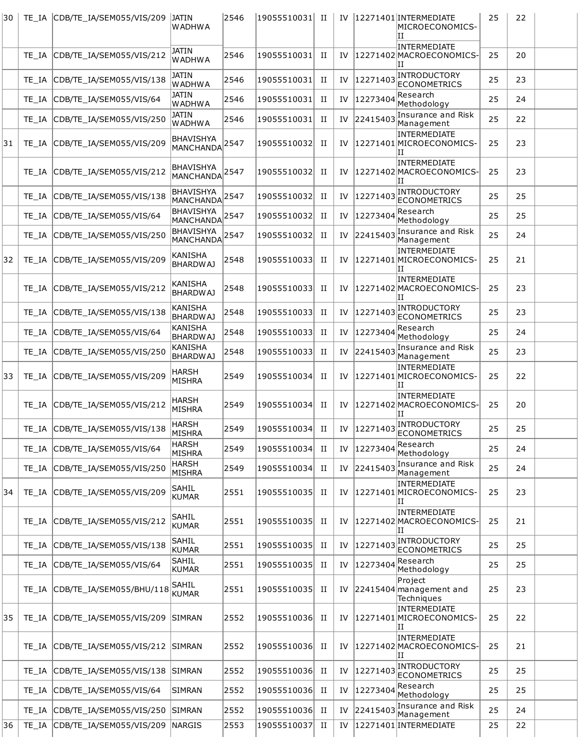| | | | | | | | | | | | | |
|---|---|---|---|---|---|---|---|---|---|---|---|---|
| 30 | TE_IA | CDB/TE_IA/SEM055/VIS/209 | JATIN WADHWA | 2546 | 19055510031 | II | IV | 12271401 | INTERMEDIATE MICROECONOMICS-II | 25 | 22 | |
| | TE_IA | CDB/TE_IA/SEM055/VIS/212 | JATIN WADHWA | 2546 | 19055510031 | II | IV | 12271402 | INTERMEDIATE MACROECONOMICS-II | 25 | 20 | |
| | TE_IA | CDB/TE_IA/SEM055/VIS/138 | JATIN WADHWA | 2546 | 19055510031 | II | IV | 12271403 | INTRODUCTORY ECONOMETRICS | 25 | 23 | |
| | TE_IA | CDB/TE_IA/SEM055/VIS/64 | JATIN WADHWA | 2546 | 19055510031 | II | IV | 12273404 | Research Methodology | 25 | 24 | |
| | TE_IA | CDB/TE_IA/SEM055/VIS/250 | JATIN WADHWA | 2546 | 19055510031 | II | IV | 22415403 | Insurance and Risk Management | 25 | 22 | |
| 31 | TE_IA | CDB/TE_IA/SEM055/VIS/209 | BHAVISHYA MANCHANDA | 2547 | 19055510032 | II | IV | 12271401 | INTERMEDIATE MICROECONOMICS-II | 25 | 23 | |
| | TE_IA | CDB/TE_IA/SEM055/VIS/212 | BHAVISHYA MANCHANDA | 2547 | 19055510032 | II | IV | 12271402 | INTERMEDIATE MACROECONOMICS-II | 25 | 23 | |
| | TE_IA | CDB/TE_IA/SEM055/VIS/138 | BHAVISHYA MANCHANDA | 2547 | 19055510032 | II | IV | 12271403 | INTRODUCTORY ECONOMETRICS | 25 | 25 | |
| | TE_IA | CDB/TE_IA/SEM055/VIS/64 | BHAVISHYA MANCHANDA | 2547 | 19055510032 | II | IV | 12273404 | Research Methodology | 25 | 25 | |
| | TE_IA | CDB/TE_IA/SEM055/VIS/250 | BHAVISHYA MANCHANDA | 2547 | 19055510032 | II | IV | 22415403 | Insurance and Risk Management | 25 | 24 | |
| 32 | TE_IA | CDB/TE_IA/SEM055/VIS/209 | KANISHA BHARDWAJ | 2548 | 19055510033 | II | IV | 12271401 | INTERMEDIATE MICROECONOMICS-II | 25 | 21 | |
| | TE_IA | CDB/TE_IA/SEM055/VIS/212 | KANISHA BHARDWAJ | 2548 | 19055510033 | II | IV | 12271402 | INTERMEDIATE MACROECONOMICS-II | 25 | 23 | |
| | TE_IA | CDB/TE_IA/SEM055/VIS/138 | KANISHA BHARDWAJ | 2548 | 19055510033 | II | IV | 12271403 | INTRODUCTORY ECONOMETRICS | 25 | 23 | |
| | TE_IA | CDB/TE_IA/SEM055/VIS/64 | KANISHA BHARDWAJ | 2548 | 19055510033 | II | IV | 12273404 | Research Methodology | 25 | 24 | |
| | TE_IA | CDB/TE_IA/SEM055/VIS/250 | KANISHA BHARDWAJ | 2548 | 19055510033 | II | IV | 22415403 | Insurance and Risk Management | 25 | 23 | |
| 33 | TE_IA | CDB/TE_IA/SEM055/VIS/209 | HARSH MISHRA | 2549 | 19055510034 | II | IV | 12271401 | INTERMEDIATE MICROECONOMICS-II | 25 | 22 | |
| | TE_IA | CDB/TE_IA/SEM055/VIS/212 | HARSH MISHRA | 2549 | 19055510034 | II | IV | 12271402 | INTERMEDIATE MACROECONOMICS-II | 25 | 20 | |
| | TE_IA | CDB/TE_IA/SEM055/VIS/138 | HARSH MISHRA | 2549 | 19055510034 | II | IV | 12271403 | INTRODUCTORY ECONOMETRICS | 25 | 25 | |
| | TE_IA | CDB/TE_IA/SEM055/VIS/64 | HARSH MISHRA | 2549 | 19055510034 | II | IV | 12273404 | Research Methodology | 25 | 24 | |
| | TE_IA | CDB/TE_IA/SEM055/VIS/250 | HARSH MISHRA | 2549 | 19055510034 | II | IV | 22415403 | Insurance and Risk Management | 25 | 24 | |
| 34 | TE_IA | CDB/TE_IA/SEM055/VIS/209 | SAHIL KUMAR | 2551 | 19055510035 | II | IV | 12271401 | INTERMEDIATE MICROECONOMICS-II | 25 | 23 | |
| | TE_IA | CDB/TE_IA/SEM055/VIS/212 | SAHIL KUMAR | 2551 | 19055510035 | II | IV | 12271402 | INTERMEDIATE MACROECONOMICS-II | 25 | 21 | |
| | TE_IA | CDB/TE_IA/SEM055/VIS/138 | SAHIL KUMAR | 2551 | 19055510035 | II | IV | 12271403 | INTRODUCTORY ECONOMETRICS | 25 | 25 | |
| | TE_IA | CDB/TE_IA/SEM055/VIS/64 | SAHIL KUMAR | 2551 | 19055510035 | II | IV | 12273404 | Research Methodology | 25 | 25 | |
| | TE_IA | CDB/TE_IA/SEM055/BHU/118 | SAHIL KUMAR | 2551 | 19055510035 | II | IV | 22415404 | Project management and Techniques | 25 | 23 | |
| 35 | TE_IA | CDB/TE_IA/SEM055/VIS/209 | SIMRAN | 2552 | 19055510036 | II | IV | 12271401 | INTERMEDIATE MICROECONOMICS-II | 25 | 22 | |
| | TE_IA | CDB/TE_IA/SEM055/VIS/212 | SIMRAN | 2552 | 19055510036 | II | IV | 12271402 | INTERMEDIATE MACROECONOMICS-II | 25 | 21 | |
| | TE_IA | CDB/TE_IA/SEM055/VIS/138 | SIMRAN | 2552 | 19055510036 | II | IV | 12271403 | INTRODUCTORY ECONOMETRICS | 25 | 25 | |
| | TE_IA | CDB/TE_IA/SEM055/VIS/64 | SIMRAN | 2552 | 19055510036 | II | IV | 12273404 | Research Methodology | 25 | 25 | |
| | TE_IA | CDB/TE_IA/SEM055/VIS/250 | SIMRAN | 2552 | 19055510036 | II | IV | 22415403 | Insurance and Risk Management | 25 | 24 | |
| 36 | TE_IA | CDB/TE_IA/SEM055/VIS/209 | NARGIS | 2553 | 19055510037 | II | IV | 12271401 | INTERMEDIATE | 25 | 22 | |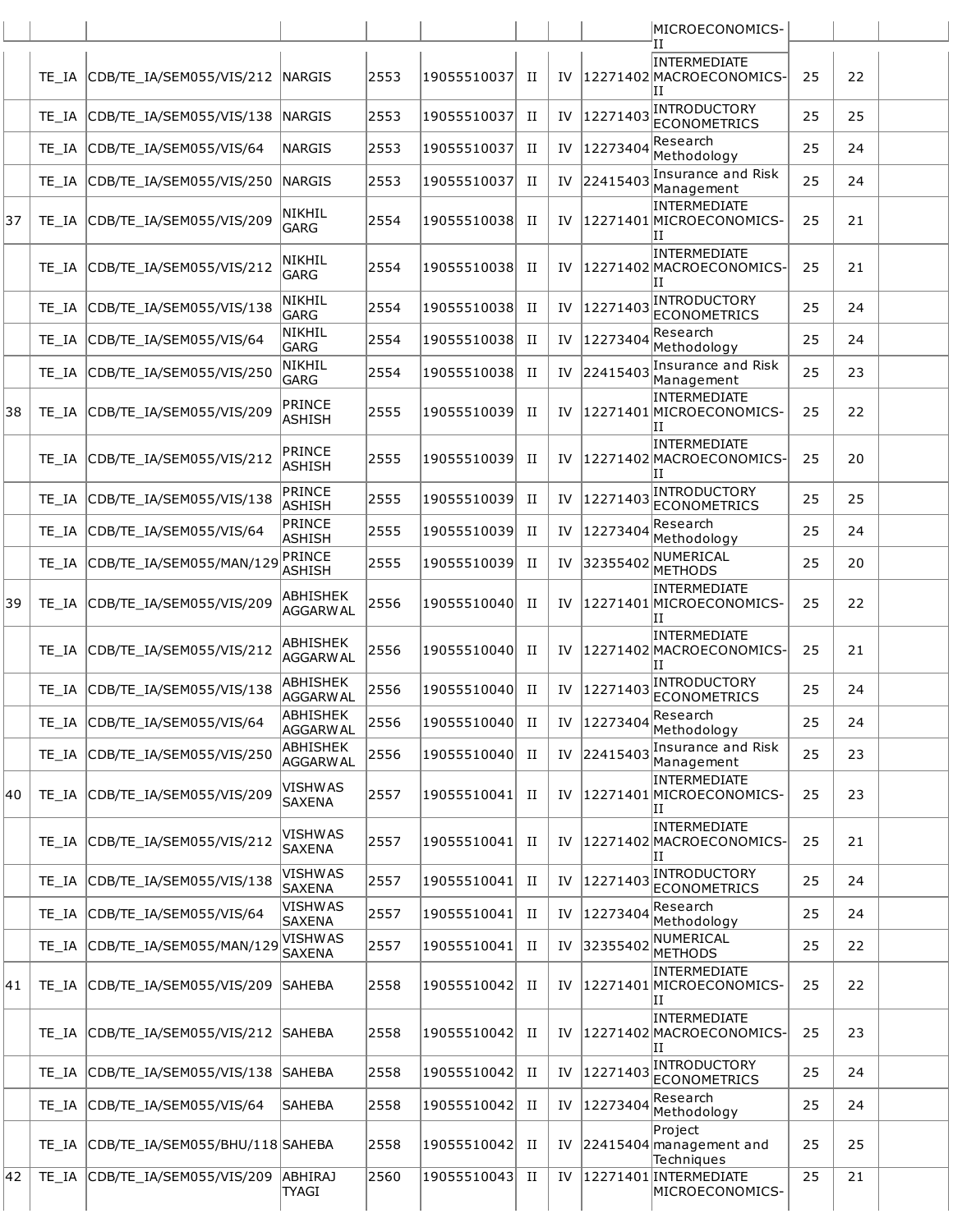| | | | | | | | | | | | |
|---|---|---|---|---|---|---|---|---|---|---|---|
| | | | | | | | | MICROECONOMICS-II | | | |
| | TE_IA | CDB/TE_IA/SEM055/VIS/212 | NARGIS | 2553 | 19055510037 | II | IV | 12271402 | INTERMEDIATE MACROECONOMICS-II | 25 | 22 | |
| | TE_IA | CDB/TE_IA/SEM055/VIS/138 | NARGIS | 2553 | 19055510037 | II | IV | 12271403 | INTRODUCTORY ECONOMETRICS | 25 | 25 | |
| | TE_IA | CDB/TE_IA/SEM055/VIS/64 | NARGIS | 2553 | 19055510037 | II | IV | 12273404 | Research Methodology | 25 | 24 | |
| | TE_IA | CDB/TE_IA/SEM055/VIS/250 | NARGIS | 2553 | 19055510037 | II | IV | 22415403 | Insurance and Risk Management | 25 | 24 | |
| 37 | TE_IA | CDB/TE_IA/SEM055/VIS/209 | NIKHIL GARG | 2554 | 19055510038 | II | IV | 12271401 | INTERMEDIATE MICROECONOMICS-II | 25 | 21 | |
| | TE_IA | CDB/TE_IA/SEM055/VIS/212 | NIKHIL GARG | 2554 | 19055510038 | II | IV | 12271402 | INTERMEDIATE MACROECONOMICS-II | 25 | 21 | |
| | TE_IA | CDB/TE_IA/SEM055/VIS/138 | NIKHIL GARG | 2554 | 19055510038 | II | IV | 12271403 | INTRODUCTORY ECONOMETRICS | 25 | 24 | |
| | TE_IA | CDB/TE_IA/SEM055/VIS/64 | NIKHIL GARG | 2554 | 19055510038 | II | IV | 12273404 | Research Methodology | 25 | 24 | |
| | TE_IA | CDB/TE_IA/SEM055/VIS/250 | NIKHIL GARG | 2554 | 19055510038 | II | IV | 22415403 | Insurance and Risk Management | 25 | 23 | |
| 38 | TE_IA | CDB/TE_IA/SEM055/VIS/209 | PRINCE ASHISH | 2555 | 19055510039 | II | IV | 12271401 | INTERMEDIATE MICROECONOMICS-II | 25 | 22 | |
| | TE_IA | CDB/TE_IA/SEM055/VIS/212 | PRINCE ASHISH | 2555 | 19055510039 | II | IV | 12271402 | INTERMEDIATE MACROECONOMICS-II | 25 | 20 | |
| | TE_IA | CDB/TE_IA/SEM055/VIS/138 | PRINCE ASHISH | 2555 | 19055510039 | II | IV | 12271403 | INTRODUCTORY ECONOMETRICS | 25 | 25 | |
| | TE_IA | CDB/TE_IA/SEM055/VIS/64 | PRINCE ASHISH | 2555 | 19055510039 | II | IV | 12273404 | Research Methodology | 25 | 24 | |
| | TE_IA | CDB/TE_IA/SEM055/MAN/129 | PRINCE ASHISH | 2555 | 19055510039 | II | IV | 32355402 | NUMERICAL METHODS | 25 | 20 | |
| 39 | TE_IA | CDB/TE_IA/SEM055/VIS/209 | ABHISHEK AGGARWAL | 2556 | 19055510040 | II | IV | 12271401 | INTERMEDIATE MICROECONOMICS-II | 25 | 22 | |
| | TE_IA | CDB/TE_IA/SEM055/VIS/212 | ABHISHEK AGGARWAL | 2556 | 19055510040 | II | IV | 12271402 | INTERMEDIATE MACROECONOMICS-II | 25 | 21 | |
| | TE_IA | CDB/TE_IA/SEM055/VIS/138 | ABHISHEK AGGARWAL | 2556 | 19055510040 | II | IV | 12271403 | INTRODUCTORY ECONOMETRICS | 25 | 24 | |
| | TE_IA | CDB/TE_IA/SEM055/VIS/64 | ABHISHEK AGGARWAL | 2556 | 19055510040 | II | IV | 12273404 | Research Methodology | 25 | 24 | |
| | TE_IA | CDB/TE_IA/SEM055/VIS/250 | ABHISHEK AGGARWAL | 2556 | 19055510040 | II | IV | 22415403 | Insurance and Risk Management | 25 | 23 | |
| 40 | TE_IA | CDB/TE_IA/SEM055/VIS/209 | VISHWAS SAXENA | 2557 | 19055510041 | II | IV | 12271401 | INTERMEDIATE MICROECONOMICS-II | 25 | 23 | |
| | TE_IA | CDB/TE_IA/SEM055/VIS/212 | VISHWAS SAXENA | 2557 | 19055510041 | II | IV | 12271402 | INTERMEDIATE MACROECONOMICS-II | 25 | 21 | |
| | TE_IA | CDB/TE_IA/SEM055/VIS/138 | VISHWAS SAXENA | 2557 | 19055510041 | II | IV | 12271403 | INTRODUCTORY ECONOMETRICS | 25 | 24 | |
| | TE_IA | CDB/TE_IA/SEM055/VIS/64 | VISHWAS SAXENA | 2557 | 19055510041 | II | IV | 12273404 | Research Methodology | 25 | 24 | |
| | TE_IA | CDB/TE_IA/SEM055/MAN/129 | VISHWAS SAXENA | 2557 | 19055510041 | II | IV | 32355402 | NUMERICAL METHODS | 25 | 22 | |
| 41 | TE_IA | CDB/TE_IA/SEM055/VIS/209 | SAHEBA | 2558 | 19055510042 | II | IV | 12271401 | INTERMEDIATE MICROECONOMICS-II | 25 | 22 | |
| | TE_IA | CDB/TE_IA/SEM055/VIS/212 | SAHEBA | 2558 | 19055510042 | II | IV | 12271402 | INTERMEDIATE MACROECONOMICS-II | 25 | 23 | |
| | TE_IA | CDB/TE_IA/SEM055/VIS/138 | SAHEBA | 2558 | 19055510042 | II | IV | 12271403 | INTRODUCTORY ECONOMETRICS | 25 | 24 | |
| | TE_IA | CDB/TE_IA/SEM055/VIS/64 | SAHEBA | 2558 | 19055510042 | II | IV | 12273404 | Research Methodology | 25 | 24 | |
| | TE_IA | CDB/TE_IA/SEM055/BHU/118 | SAHEBA | 2558 | 19055510042 | II | IV | 22415404 | Project management and Techniques | 25 | 25 | |
| 42 | TE_IA | CDB/TE_IA/SEM055/VIS/209 | ABHIRAJ TYAGI | 2560 | 19055510043 | II | IV | 12271401 | INTERMEDIATE MICROECONOMICS- | 25 | 21 | |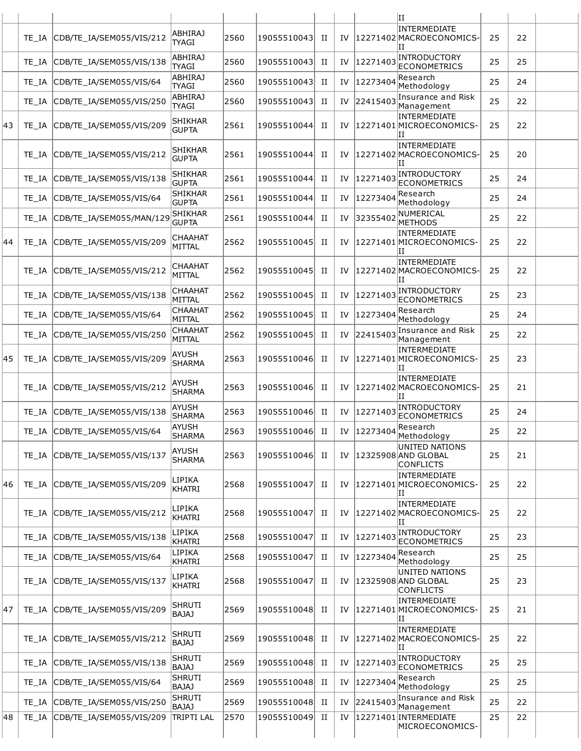| | | | | | | | | | | | | |
|---|---|---|---|---|---|---|---|---|---|---|---|---|
| | | | | | | | | | II | | | |
| | TE_IA | CDB/TE_IA/SEM055/VIS/212 | ABHIRAJ TYAGI | 2560 | 19055510043 | II | IV | 12271402 | INTERMEDIATE MACROECONOMICS-II | 25 | 22 | |
| | TE_IA | CDB/TE_IA/SEM055/VIS/138 | ABHIRAJ TYAGI | 2560 | 19055510043 | II | IV | 12271403 | INTRODUCTORY ECONOMETRICS | 25 | 25 | |
| | TE_IA | CDB/TE_IA/SEM055/VIS/64 | ABHIRAJ TYAGI | 2560 | 19055510043 | II | IV | 12273404 | Research Methodology | 25 | 24 | |
| | TE_IA | CDB/TE_IA/SEM055/VIS/250 | ABHIRAJ TYAGI | 2560 | 19055510043 | II | IV | 22415403 | Insurance and Risk Management | 25 | 22 | |
| 43 | TE_IA | CDB/TE_IA/SEM055/VIS/209 | SHIKHAR GUPTA | 2561 | 19055510044 | II | IV | 12271401 | INTERMEDIATE MICROECONOMICS-II | 25 | 22 | |
| | TE_IA | CDB/TE_IA/SEM055/VIS/212 | SHIKHAR GUPTA | 2561 | 19055510044 | II | IV | 12271402 | INTERMEDIATE MACROECONOMICS-II | 25 | 20 | |
| | TE_IA | CDB/TE_IA/SEM055/VIS/138 | SHIKHAR GUPTA | 2561 | 19055510044 | II | IV | 12271403 | INTRODUCTORY ECONOMETRICS | 25 | 24 | |
| | TE_IA | CDB/TE_IA/SEM055/VIS/64 | SHIKHAR GUPTA | 2561 | 19055510044 | II | IV | 12273404 | Research Methodology | 25 | 24 | |
| | TE_IA | CDB/TE_IA/SEM055/MAN/129 | SHIKHAR GUPTA | 2561 | 19055510044 | II | IV | 32355402 | NUMERICAL METHODS | 25 | 22 | |
| 44 | TE_IA | CDB/TE_IA/SEM055/VIS/209 | CHAAHAT MITTAL | 2562 | 19055510045 | II | IV | 12271401 | INTERMEDIATE MICROECONOMICS-II | 25 | 22 | |
| | TE_IA | CDB/TE_IA/SEM055/VIS/212 | CHAAHAT MITTAL | 2562 | 19055510045 | II | IV | 12271402 | INTERMEDIATE MACROECONOMICS-II | 25 | 22 | |
| | TE_IA | CDB/TE_IA/SEM055/VIS/138 | CHAAHAT MITTAL | 2562 | 19055510045 | II | IV | 12271403 | INTRODUCTORY ECONOMETRICS | 25 | 23 | |
| | TE_IA | CDB/TE_IA/SEM055/VIS/64 | CHAAHAT MITTAL | 2562 | 19055510045 | II | IV | 12273404 | Research Methodology | 25 | 24 | |
| | TE_IA | CDB/TE_IA/SEM055/VIS/250 | CHAAHAT MITTAL | 2562 | 19055510045 | II | IV | 22415403 | Insurance and Risk Management | 25 | 22 | |
| 45 | TE_IA | CDB/TE_IA/SEM055/VIS/209 | AYUSH SHARMA | 2563 | 19055510046 | II | IV | 12271401 | INTERMEDIATE MICROECONOMICS-II | 25 | 23 | |
| | TE_IA | CDB/TE_IA/SEM055/VIS/212 | AYUSH SHARMA | 2563 | 19055510046 | II | IV | 12271402 | INTERMEDIATE MACROECONOMICS-II | 25 | 21 | |
| | TE_IA | CDB/TE_IA/SEM055/VIS/138 | AYUSH SHARMA | 2563 | 19055510046 | II | IV | 12271403 | INTRODUCTORY ECONOMETRICS | 25 | 24 | |
| | TE_IA | CDB/TE_IA/SEM055/VIS/64 | AYUSH SHARMA | 2563 | 19055510046 | II | IV | 12273404 | Research Methodology | 25 | 22 | |
| | TE_IA | CDB/TE_IA/SEM055/VIS/137 | AYUSH SHARMA | 2563 | 19055510046 | II | IV | 12325908 | UNITED NATIONS AND GLOBAL CONFLICTS | 25 | 21 | |
| 46 | TE_IA | CDB/TE_IA/SEM055/VIS/209 | LIPIKA KHATRI | 2568 | 19055510047 | II | IV | 12271401 | INTERMEDIATE MICROECONOMICS-II | 25 | 22 | |
| | TE_IA | CDB/TE_IA/SEM055/VIS/212 | LIPIKA KHATRI | 2568 | 19055510047 | II | IV | 12271402 | INTERMEDIATE MACROECONOMICS-II | 25 | 22 | |
| | TE_IA | CDB/TE_IA/SEM055/VIS/138 | LIPIKA KHATRI | 2568 | 19055510047 | II | IV | 12271403 | INTRODUCTORY ECONOMETRICS | 25 | 23 | |
| | TE_IA | CDB/TE_IA/SEM055/VIS/64 | LIPIKA KHATRI | 2568 | 19055510047 | II | IV | 12273404 | Research Methodology | 25 | 25 | |
| | TE_IA | CDB/TE_IA/SEM055/VIS/137 | LIPIKA KHATRI | 2568 | 19055510047 | II | IV | 12325908 | UNITED NATIONS AND GLOBAL CONFLICTS | 25 | 23 | |
| 47 | TE_IA | CDB/TE_IA/SEM055/VIS/209 | SHRUTI BAJAJ | 2569 | 19055510048 | II | IV | 12271401 | INTERMEDIATE MICROECONOMICS-II | 25 | 21 | |
| | TE_IA | CDB/TE_IA/SEM055/VIS/212 | SHRUTI BAJAJ | 2569 | 19055510048 | II | IV | 12271402 | INTERMEDIATE MACROECONOMICS-II | 25 | 22 | |
| | TE_IA | CDB/TE_IA/SEM055/VIS/138 | SHRUTI BAJAJ | 2569 | 19055510048 | II | IV | 12271403 | INTRODUCTORY ECONOMETRICS | 25 | 25 | |
| | TE_IA | CDB/TE_IA/SEM055/VIS/64 | SHRUTI BAJAJ | 2569 | 19055510048 | II | IV | 12273404 | Research Methodology | 25 | 25 | |
| | TE_IA | CDB/TE_IA/SEM055/VIS/250 | SHRUTI BAJAJ | 2569 | 19055510048 | II | IV | 22415403 | Insurance and Risk Management | 25 | 22 | |
| 48 | TE_IA | CDB/TE_IA/SEM055/VIS/209 | TRIPTI LAL | 2570 | 19055510049 | II | IV | 12271401 | INTERMEDIATE MICROECONOMICS- | 25 | 22 | |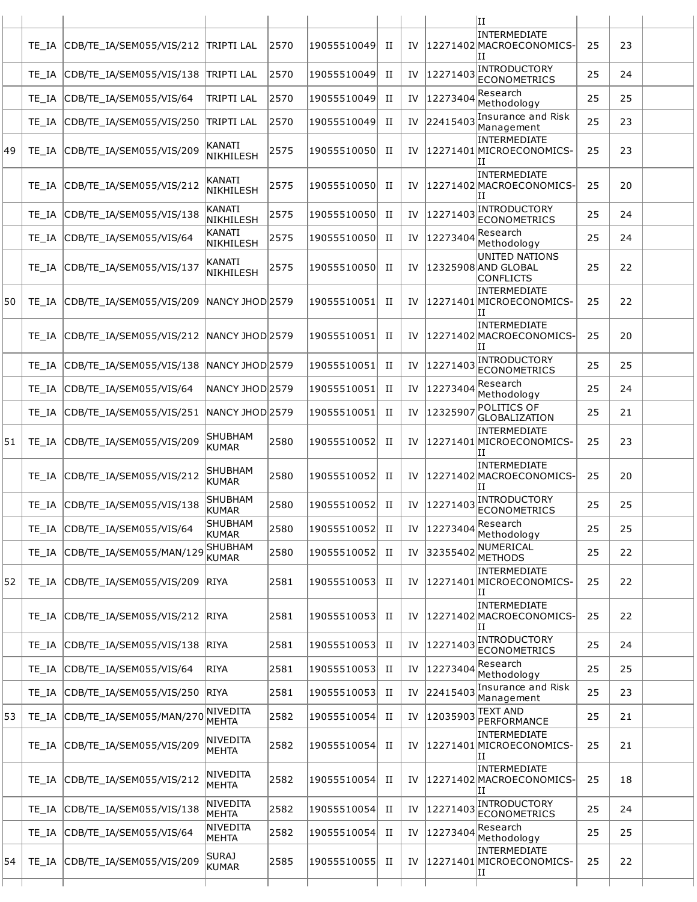| | | | | | | | | | | | | |
|---|---|---|---|---|---|---|---|---|---|---|---|---|
| | | | | | | | | | II | | | |
| | TE_IA | CDB/TE_IA/SEM055/VIS/212 | TRIPTI LAL | 2570 | 19055510049 | II | IV | 12271402 | INTERMEDIATE MACROECONOMICS-II | 25 | 23 | |
| | TE_IA | CDB/TE_IA/SEM055/VIS/138 | TRIPTI LAL | 2570 | 19055510049 | II | IV | 12271403 | INTRODUCTORY ECONOMETRICS | 25 | 24 | |
| | TE_IA | CDB/TE_IA/SEM055/VIS/64 | TRIPTI LAL | 2570 | 19055510049 | II | IV | 12273404 | Research Methodology | 25 | 25 | |
| | TE_IA | CDB/TE_IA/SEM055/VIS/250 | TRIPTI LAL | 2570 | 19055510049 | II | IV | 22415403 | Insurance and Risk Management | 25 | 23 | |
| 49 | TE_IA | CDB/TE_IA/SEM055/VIS/209 | KANATI NIKHILESH | 2575 | 19055510050 | II | IV | 12271401 | INTERMEDIATE MICROECONOMICS-II | 25 | 23 | |
| | TE_IA | CDB/TE_IA/SEM055/VIS/212 | KANATI NIKHILESH | 2575 | 19055510050 | II | IV | 12271402 | INTERMEDIATE MACROECONOMICS-II | 25 | 20 | |
| | TE_IA | CDB/TE_IA/SEM055/VIS/138 | KANATI NIKHILESH | 2575 | 19055510050 | II | IV | 12271403 | INTRODUCTORY ECONOMETRICS | 25 | 24 | |
| | TE_IA | CDB/TE_IA/SEM055/VIS/64 | KANATI NIKHILESH | 2575 | 19055510050 | II | IV | 12273404 | Research Methodology | 25 | 24 | |
| | TE_IA | CDB/TE_IA/SEM055/VIS/137 | KANATI NIKHILESH | 2575 | 19055510050 | II | IV | 12325908 | UNITED NATIONS AND GLOBAL CONFLICTS | 25 | 22 | |
| 50 | TE_IA | CDB/TE_IA/SEM055/VIS/209 | NANCY JHOD | 2579 | 19055510051 | II | IV | 12271401 | INTERMEDIATE MICROECONOMICS-II | 25 | 22 | |
| | TE_IA | CDB/TE_IA/SEM055/VIS/212 | NANCY JHOD | 2579 | 19055510051 | II | IV | 12271402 | INTERMEDIATE MACROECONOMICS-II | 25 | 20 | |
| | TE_IA | CDB/TE_IA/SEM055/VIS/138 | NANCY JHOD | 2579 | 19055510051 | II | IV | 12271403 | INTRODUCTORY ECONOMETRICS | 25 | 25 | |
| | TE_IA | CDB/TE_IA/SEM055/VIS/64 | NANCY JHOD | 2579 | 19055510051 | II | IV | 12273404 | Research Methodology | 25 | 24 | |
| | TE_IA | CDB/TE_IA/SEM055/VIS/251 | NANCY JHOD | 2579 | 19055510051 | II | IV | 12325907 | POLITICS OF GLOBALIZATION | 25 | 21 | |
| 51 | TE_IA | CDB/TE_IA/SEM055/VIS/209 | SHUBHAM KUMAR | 2580 | 19055510052 | II | IV | 12271401 | INTERMEDIATE MICROECONOMICS-II | 25 | 23 | |
| | TE_IA | CDB/TE_IA/SEM055/VIS/212 | SHUBHAM KUMAR | 2580 | 19055510052 | II | IV | 12271402 | INTERMEDIATE MACROECONOMICS-II | 25 | 20 | |
| | TE_IA | CDB/TE_IA/SEM055/VIS/138 | SHUBHAM KUMAR | 2580 | 19055510052 | II | IV | 12271403 | INTRODUCTORY ECONOMETRICS | 25 | 25 | |
| | TE_IA | CDB/TE_IA/SEM055/VIS/64 | SHUBHAM KUMAR | 2580 | 19055510052 | II | IV | 12273404 | Research Methodology | 25 | 25 | |
| | TE_IA | CDB/TE_IA/SEM055/MAN/129 | SHUBHAM KUMAR | 2580 | 19055510052 | II | IV | 32355402 | NUMERICAL METHODS | 25 | 22 | |
| 52 | TE_IA | CDB/TE_IA/SEM055/VIS/209 | RIYA | 2581 | 19055510053 | II | IV | 12271401 | INTERMEDIATE MICROECONOMICS-II | 25 | 22 | |
| | TE_IA | CDB/TE_IA/SEM055/VIS/212 | RIYA | 2581 | 19055510053 | II | IV | 12271402 | INTERMEDIATE MACROECONOMICS-II | 25 | 22 | |
| | TE_IA | CDB/TE_IA/SEM055/VIS/138 | RIYA | 2581 | 19055510053 | II | IV | 12271403 | INTRODUCTORY ECONOMETRICS | 25 | 24 | |
| | TE_IA | CDB/TE_IA/SEM055/VIS/64 | RIYA | 2581 | 19055510053 | II | IV | 12273404 | Research Methodology | 25 | 25 | |
| | TE_IA | CDB/TE_IA/SEM055/VIS/250 | RIYA | 2581 | 19055510053 | II | IV | 22415403 | Insurance and Risk Management | 25 | 23 | |
| 53 | TE_IA | CDB/TE_IA/SEM055/MAN/270 | NIVEDITA MEHTA | 2582 | 19055510054 | II | IV | 12035903 | TEXT AND PERFORMANCE | 25 | 21 | |
| | TE_IA | CDB/TE_IA/SEM055/VIS/209 | NIVEDITA MEHTA | 2582 | 19055510054 | II | IV | 12271401 | INTERMEDIATE MICROECONOMICS-II | 25 | 21 | |
| | TE_IA | CDB/TE_IA/SEM055/VIS/212 | NIVEDITA MEHTA | 2582 | 19055510054 | II | IV | 12271402 | INTERMEDIATE MACROECONOMICS-II | 25 | 18 | |
| | TE_IA | CDB/TE_IA/SEM055/VIS/138 | NIVEDITA MEHTA | 2582 | 19055510054 | II | IV | 12271403 | INTRODUCTORY ECONOMETRICS | 25 | 24 | |
| | TE_IA | CDB/TE_IA/SEM055/VIS/64 | NIVEDITA MEHTA | 2582 | 19055510054 | II | IV | 12273404 | Research Methodology | 25 | 25 | |
| 54 | TE_IA | CDB/TE_IA/SEM055/VIS/209 | SURAJ KUMAR | 2585 | 19055510055 | II | IV | 12271401 | INTERMEDIATE MICROECONOMICS-II | 25 | 22 | |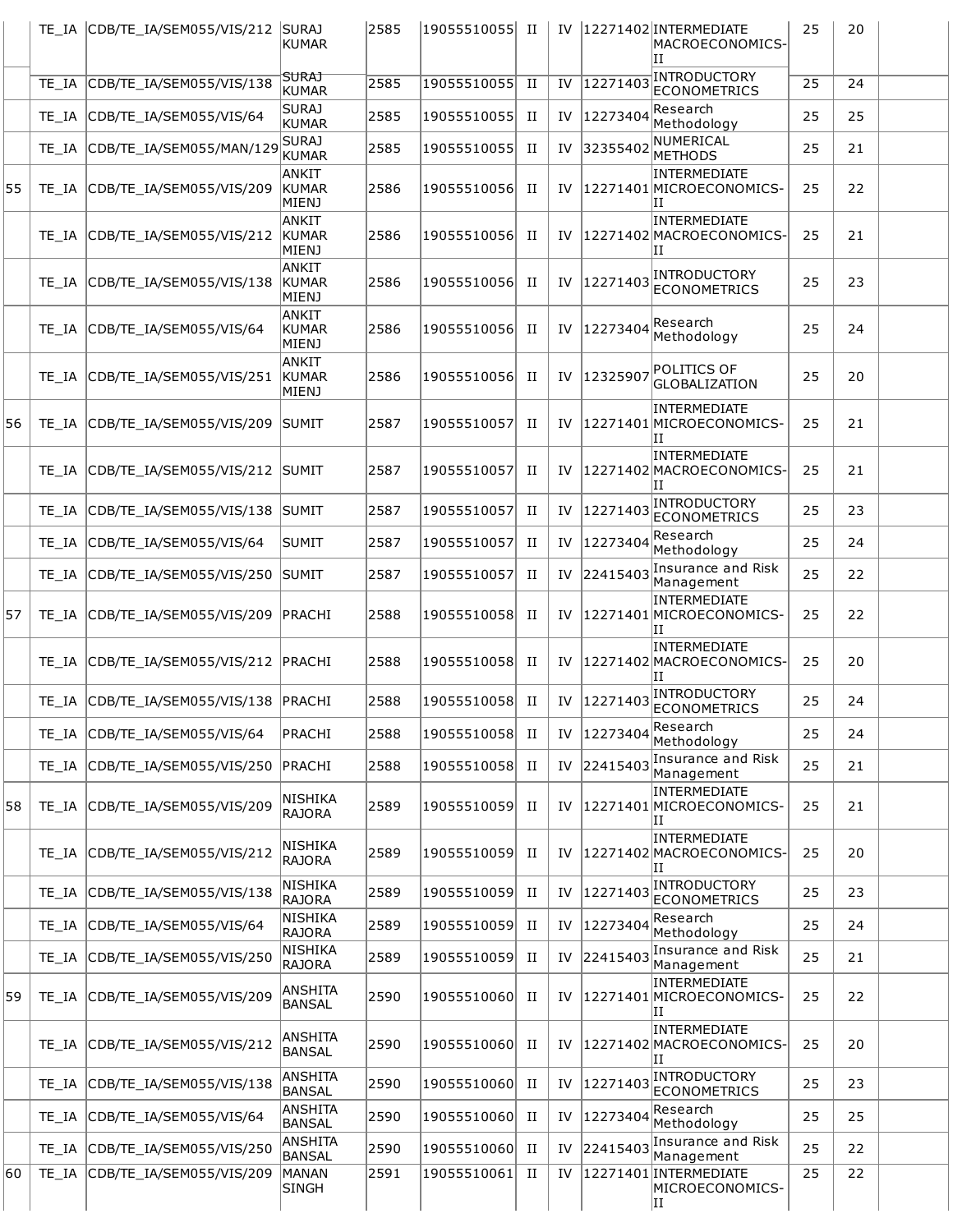| | | | | | | | | | | | | |
|---|---|---|---|---|---|---|---|---|---|---|---|---|
| | TE_IA | CDB/TE_IA/SEM055/VIS/212 | SURAJ KUMAR | 2585 | 19055510055 | II | IV | 12271402 | INTERMEDIATE MACROECONOMICS-II | 25 | 20 | |
| | TE_IA | CDB/TE_IA/SEM055/VIS/138 | SURAJ KUMAR | 2585 | 19055510055 | II | IV | 12271403 | INTRODUCTORY ECONOMETRICS | 25 | 24 | |
| | TE_IA | CDB/TE_IA/SEM055/VIS/64 | SURAJ KUMAR | 2585 | 19055510055 | II | IV | 12273404 | Research Methodology | 25 | 25 | |
| | TE_IA | CDB/TE_IA/SEM055/MAN/129 | SURAJ KUMAR | 2585 | 19055510055 | II | IV | 32355402 | NUMERICAL METHODS | 25 | 21 | |
| 55 | TE_IA | CDB/TE_IA/SEM055/VIS/209 | ANKIT KUMAR MIENJ | 2586 | 19055510056 | II | IV | 12271401 | INTERMEDIATE MICROECONOMICS-II | 25 | 22 | |
| | TE_IA | CDB/TE_IA/SEM055/VIS/212 | ANKIT KUMAR MIENJ | 2586 | 19055510056 | II | IV | 12271402 | INTERMEDIATE MACROECONOMICS-II | 25 | 21 | |
| | TE_IA | CDB/TE_IA/SEM055/VIS/138 | ANKIT KUMAR MIENJ | 2586 | 19055510056 | II | IV | 12271403 | INTRODUCTORY ECONOMETRICS | 25 | 23 | |
| | TE_IA | CDB/TE_IA/SEM055/VIS/64 | ANKIT KUMAR MIENJ | 2586 | 19055510056 | II | IV | 12273404 | Research Methodology | 25 | 24 | |
| | TE_IA | CDB/TE_IA/SEM055/VIS/251 | ANKIT KUMAR MIENJ | 2586 | 19055510056 | II | IV | 12325907 | POLITICS OF GLOBALIZATION | 25 | 20 | |
| 56 | TE_IA | CDB/TE_IA/SEM055/VIS/209 | SUMIT | 2587 | 19055510057 | II | IV | 12271401 | INTERMEDIATE MICROECONOMICS-II | 25 | 21 | |
| | TE_IA | CDB/TE_IA/SEM055/VIS/212 | SUMIT | 2587 | 19055510057 | II | IV | 12271402 | INTERMEDIATE MACROECONOMICS-II | 25 | 21 | |
| | TE_IA | CDB/TE_IA/SEM055/VIS/138 | SUMIT | 2587 | 19055510057 | II | IV | 12271403 | INTRODUCTORY ECONOMETRICS | 25 | 23 | |
| | TE_IA | CDB/TE_IA/SEM055/VIS/64 | SUMIT | 2587 | 19055510057 | II | IV | 12273404 | Research Methodology | 25 | 24 | |
| | TE_IA | CDB/TE_IA/SEM055/VIS/250 | SUMIT | 2587 | 19055510057 | II | IV | 22415403 | Insurance and Risk Management | 25 | 22 | |
| 57 | TE_IA | CDB/TE_IA/SEM055/VIS/209 | PRACHI | 2588 | 19055510058 | II | IV | 12271401 | INTERMEDIATE MICROECONOMICS-II | 25 | 22 | |
| | TE_IA | CDB/TE_IA/SEM055/VIS/212 | PRACHI | 2588 | 19055510058 | II | IV | 12271402 | INTERMEDIATE MACROECONOMICS-II | 25 | 20 | |
| | TE_IA | CDB/TE_IA/SEM055/VIS/138 | PRACHI | 2588 | 19055510058 | II | IV | 12271403 | INTRODUCTORY ECONOMETRICS | 25 | 24 | |
| | TE_IA | CDB/TE_IA/SEM055/VIS/64 | PRACHI | 2588 | 19055510058 | II | IV | 12273404 | Research Methodology | 25 | 24 | |
| | TE_IA | CDB/TE_IA/SEM055/VIS/250 | PRACHI | 2588 | 19055510058 | II | IV | 22415403 | Insurance and Risk Management | 25 | 21 | |
| 58 | TE_IA | CDB/TE_IA/SEM055/VIS/209 | NISHIKA RAJORA | 2589 | 19055510059 | II | IV | 12271401 | INTERMEDIATE MICROECONOMICS-II | 25 | 21 | |
| | TE_IA | CDB/TE_IA/SEM055/VIS/212 | NISHIKA RAJORA | 2589 | 19055510059 | II | IV | 12271402 | INTERMEDIATE MACROECONOMICS-II | 25 | 20 | |
| | TE_IA | CDB/TE_IA/SEM055/VIS/138 | NISHIKA RAJORA | 2589 | 19055510059 | II | IV | 12271403 | INTRODUCTORY ECONOMETRICS | 25 | 23 | |
| | TE_IA | CDB/TE_IA/SEM055/VIS/64 | NISHIKA RAJORA | 2589 | 19055510059 | II | IV | 12273404 | Research Methodology | 25 | 24 | |
| | TE_IA | CDB/TE_IA/SEM055/VIS/250 | NISHIKA RAJORA | 2589 | 19055510059 | II | IV | 22415403 | Insurance and Risk Management | 25 | 21 | |
| 59 | TE_IA | CDB/TE_IA/SEM055/VIS/209 | ANSHITA BANSAL | 2590 | 19055510060 | II | IV | 12271401 | INTERMEDIATE MICROECONOMICS-II | 25 | 22 | |
| | TE_IA | CDB/TE_IA/SEM055/VIS/212 | ANSHITA BANSAL | 2590 | 19055510060 | II | IV | 12271402 | INTERMEDIATE MACROECONOMICS-II | 25 | 20 | |
| | TE_IA | CDB/TE_IA/SEM055/VIS/138 | ANSHITA BANSAL | 2590 | 19055510060 | II | IV | 12271403 | INTRODUCTORY ECONOMETRICS | 25 | 23 | |
| | TE_IA | CDB/TE_IA/SEM055/VIS/64 | ANSHITA BANSAL | 2590 | 19055510060 | II | IV | 12273404 | Research Methodology | 25 | 25 | |
| | TE_IA | CDB/TE_IA/SEM055/VIS/250 | ANSHITA BANSAL | 2590 | 19055510060 | II | IV | 22415403 | Insurance and Risk Management | 25 | 22 | |
| 60 | TE_IA | CDB/TE_IA/SEM055/VIS/209 | MANAN SINGH | 2591 | 19055510061 | II | IV | 12271401 | INTERMEDIATE MICROECONOMICS-II | 25 | 22 | |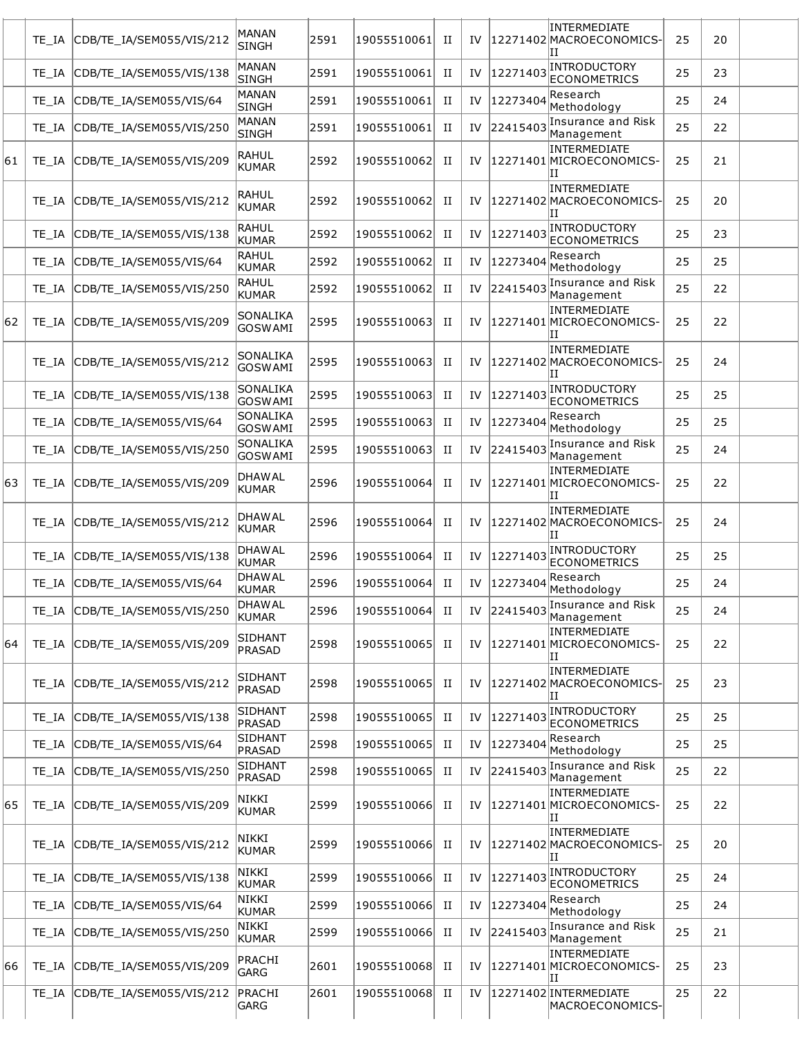| | | | | | | | | | | | | |
|---|---|---|---|---|---|---|---|---|---|---|---|---|
| | TE_IA | CDB/TE_IA/SEM055/VIS/212 | MANAN SINGH | 2591 | 19055510061 | II | IV | 12271402 | INTERMEDIATE MACROECONOMICS-II | 25 | 20 | |
| | TE_IA | CDB/TE_IA/SEM055/VIS/138 | MANAN SINGH | 2591 | 19055510061 | II | IV | 12271403 | INTRODUCTORY ECONOMETRICS | 25 | 23 | |
| | TE_IA | CDB/TE_IA/SEM055/VIS/64 | MANAN SINGH | 2591 | 19055510061 | II | IV | 12273404 | Research Methodology | 25 | 24 | |
| | TE_IA | CDB/TE_IA/SEM055/VIS/250 | MANAN SINGH | 2591 | 19055510061 | II | IV | 22415403 | Insurance and Risk Management | 25 | 22 | |
| 61 | TE_IA | CDB/TE_IA/SEM055/VIS/209 | RAHUL KUMAR | 2592 | 19055510062 | II | IV | 12271401 | INTERMEDIATE MICROECONOMICS-II | 25 | 21 | |
| | TE_IA | CDB/TE_IA/SEM055/VIS/212 | RAHUL KUMAR | 2592 | 19055510062 | II | IV | 12271402 | INTERMEDIATE MACROECONOMICS-II | 25 | 20 | |
| | TE_IA | CDB/TE_IA/SEM055/VIS/138 | RAHUL KUMAR | 2592 | 19055510062 | II | IV | 12271403 | INTRODUCTORY ECONOMETRICS | 25 | 23 | |
| | TE_IA | CDB/TE_IA/SEM055/VIS/64 | RAHUL KUMAR | 2592 | 19055510062 | II | IV | 12273404 | Research Methodology | 25 | 25 | |
| | TE_IA | CDB/TE_IA/SEM055/VIS/250 | RAHUL KUMAR | 2592 | 19055510062 | II | IV | 22415403 | Insurance and Risk Management | 25 | 22 | |
| 62 | TE_IA | CDB/TE_IA/SEM055/VIS/209 | SONALIKA GOSWAMI | 2595 | 19055510063 | II | IV | 12271401 | INTERMEDIATE MICROECONOMICS-II | 25 | 22 | |
| | TE_IA | CDB/TE_IA/SEM055/VIS/212 | SONALIKA GOSWAMI | 2595 | 19055510063 | II | IV | 12271402 | INTERMEDIATE MACROECONOMICS-II | 25 | 24 | |
| | TE_IA | CDB/TE_IA/SEM055/VIS/138 | SONALIKA GOSWAMI | 2595 | 19055510063 | II | IV | 12271403 | INTRODUCTORY ECONOMETRICS | 25 | 25 | |
| | TE_IA | CDB/TE_IA/SEM055/VIS/64 | SONALIKA GOSWAMI | 2595 | 19055510063 | II | IV | 12273404 | Research Methodology | 25 | 25 | |
| | TE_IA | CDB/TE_IA/SEM055/VIS/250 | SONALIKA GOSWAMI | 2595 | 19055510063 | II | IV | 22415403 | Insurance and Risk Management | 25 | 24 | |
| 63 | TE_IA | CDB/TE_IA/SEM055/VIS/209 | DHAWAL KUMAR | 2596 | 19055510064 | II | IV | 12271401 | INTERMEDIATE MICROECONOMICS-II | 25 | 22 | |
| | TE_IA | CDB/TE_IA/SEM055/VIS/212 | DHAWAL KUMAR | 2596 | 19055510064 | II | IV | 12271402 | INTERMEDIATE MACROECONOMICS-II | 25 | 24 | |
| | TE_IA | CDB/TE_IA/SEM055/VIS/138 | DHAWAL KUMAR | 2596 | 19055510064 | II | IV | 12271403 | INTRODUCTORY ECONOMETRICS | 25 | 25 | |
| | TE_IA | CDB/TE_IA/SEM055/VIS/64 | DHAWAL KUMAR | 2596 | 19055510064 | II | IV | 12273404 | Research Methodology | 25 | 24 | |
| | TE_IA | CDB/TE_IA/SEM055/VIS/250 | DHAWAL KUMAR | 2596 | 19055510064 | II | IV | 22415403 | Insurance and Risk Management | 25 | 24 | |
| 64 | TE_IA | CDB/TE_IA/SEM055/VIS/209 | SIDHANT PRASAD | 2598 | 19055510065 | II | IV | 12271401 | INTERMEDIATE MICROECONOMICS-II | 25 | 22 | |
| | TE_IA | CDB/TE_IA/SEM055/VIS/212 | SIDHANT PRASAD | 2598 | 19055510065 | II | IV | 12271402 | INTERMEDIATE MACROECONOMICS-II | 25 | 23 | |
| | TE_IA | CDB/TE_IA/SEM055/VIS/138 | SIDHANT PRASAD | 2598 | 19055510065 | II | IV | 12271403 | INTRODUCTORY ECONOMETRICS | 25 | 25 | |
| | TE_IA | CDB/TE_IA/SEM055/VIS/64 | SIDHANT PRASAD | 2598 | 19055510065 | II | IV | 12273404 | Research Methodology | 25 | 25 | |
| | TE_IA | CDB/TE_IA/SEM055/VIS/250 | SIDHANT PRASAD | 2598 | 19055510065 | II | IV | 22415403 | Insurance and Risk Management | 25 | 22 | |
| 65 | TE_IA | CDB/TE_IA/SEM055/VIS/209 | NIKKI KUMAR | 2599 | 19055510066 | II | IV | 12271401 | INTERMEDIATE MICROECONOMICS-II | 25 | 22 | |
| | TE_IA | CDB/TE_IA/SEM055/VIS/212 | NIKKI KUMAR | 2599 | 19055510066 | II | IV | 12271402 | INTERMEDIATE MACROECONOMICS-II | 25 | 20 | |
| | TE_IA | CDB/TE_IA/SEM055/VIS/138 | NIKKI KUMAR | 2599 | 19055510066 | II | IV | 12271403 | INTRODUCTORY ECONOMETRICS | 25 | 24 | |
| | TE_IA | CDB/TE_IA/SEM055/VIS/64 | NIKKI KUMAR | 2599 | 19055510066 | II | IV | 12273404 | Research Methodology | 25 | 24 | |
| | TE_IA | CDB/TE_IA/SEM055/VIS/250 | NIKKI KUMAR | 2599 | 19055510066 | II | IV | 22415403 | Insurance and Risk Management | 25 | 21 | |
| 66 | TE_IA | CDB/TE_IA/SEM055/VIS/209 | PRACHI GARG | 2601 | 19055510068 | II | IV | 12271401 | INTERMEDIATE MICROECONOMICS-II | 25 | 23 | |
| | TE_IA | CDB/TE_IA/SEM055/VIS/212 | PRACHI GARG | 2601 | 19055510068 | II | IV | 12271402 | INTERMEDIATE MACROECONOMICS- | 25 | 22 | |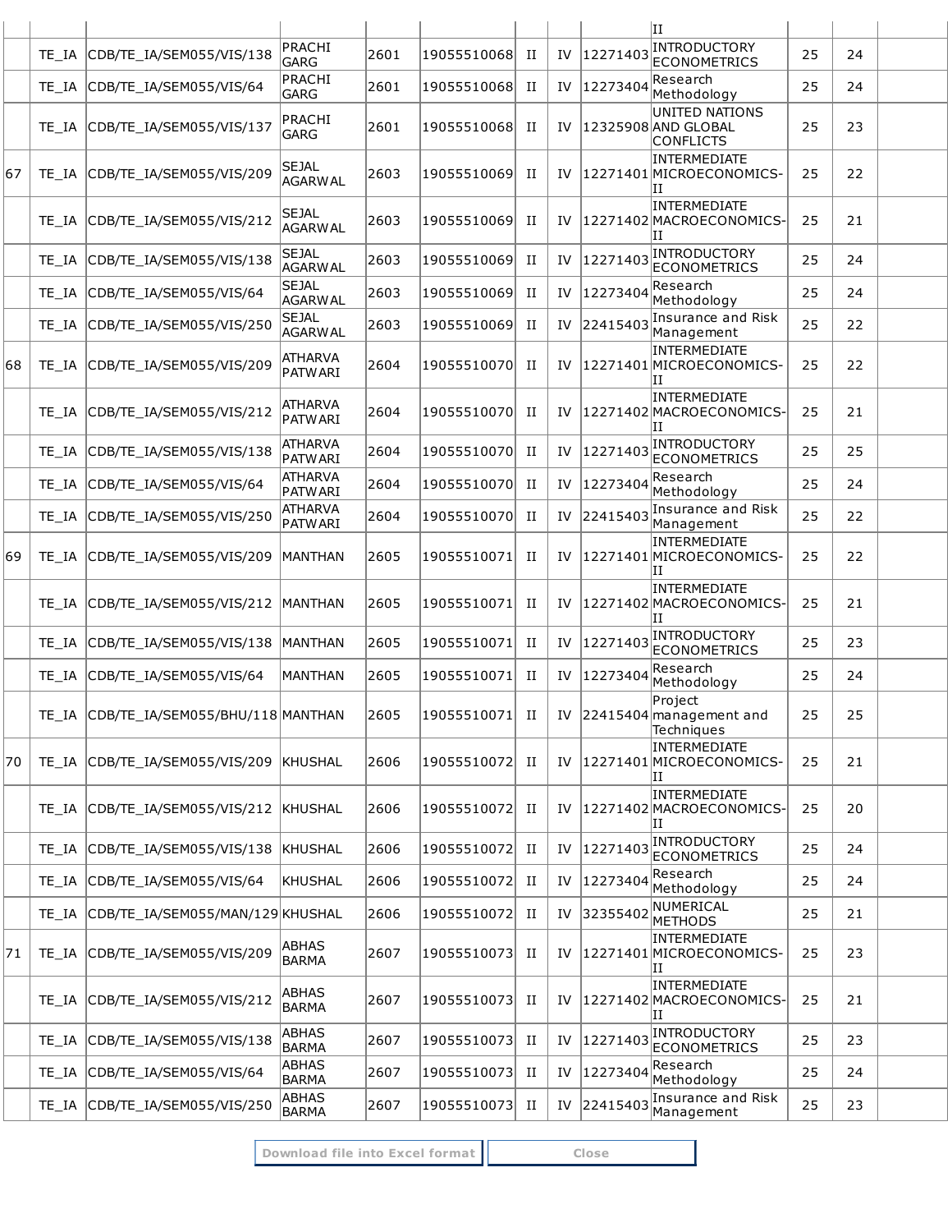| | | | | | | | | | | | | |
|---|---|---|---|---|---|---|---|---|---|---|---|---|
| | | | | | | | | | II | | | |
| | TE_IA | CDB/TE_IA/SEM055/VIS/138 | PRACHI GARG | 2601 | 19055510068 | II | IV | 12271403 | INTRODUCTORY ECONOMETRICS | 25 | 24 | |
| | TE_IA | CDB/TE_IA/SEM055/VIS/64 | PRACHI GARG | 2601 | 19055510068 | II | IV | 12273404 | Research Methodology | 25 | 24 | |
| | TE_IA | CDB/TE_IA/SEM055/VIS/137 | PRACHI GARG | 2601 | 19055510068 | II | IV | 12325908 | UNITED NATIONS AND GLOBAL CONFLICTS | 25 | 23 | |
| 67 | TE_IA | CDB/TE_IA/SEM055/VIS/209 | SEJAL AGARWAL | 2603 | 19055510069 | II | IV | 12271401 | INTERMEDIATE MICROECONOMICS-II | 25 | 22 | |
| | TE_IA | CDB/TE_IA/SEM055/VIS/212 | SEJAL AGARWAL | 2603 | 19055510069 | II | IV | 12271402 | INTERMEDIATE MACROECONOMICS-II | 25 | 21 | |
| | TE_IA | CDB/TE_IA/SEM055/VIS/138 | SEJAL AGARWAL | 2603 | 19055510069 | II | IV | 12271403 | INTRODUCTORY ECONOMETRICS | 25 | 24 | |
| | TE_IA | CDB/TE_IA/SEM055/VIS/64 | SEJAL AGARWAL | 2603 | 19055510069 | II | IV | 12273404 | Research Methodology | 25 | 24 | |
| | TE_IA | CDB/TE_IA/SEM055/VIS/250 | SEJAL AGARWAL | 2603 | 19055510069 | II | IV | 22415403 | Insurance and Risk Management | 25 | 22 | |
| 68 | TE_IA | CDB/TE_IA/SEM055/VIS/209 | ATHARVA PATWARI | 2604 | 19055510070 | II | IV | 12271401 | INTERMEDIATE MICROECONOMICS-II | 25 | 22 | |
| | TE_IA | CDB/TE_IA/SEM055/VIS/212 | ATHARVA PATWARI | 2604 | 19055510070 | II | IV | 12271402 | INTERMEDIATE MACROECONOMICS-II | 25 | 21 | |
| | TE_IA | CDB/TE_IA/SEM055/VIS/138 | ATHARVA PATWARI | 2604 | 19055510070 | II | IV | 12271403 | INTRODUCTORY ECONOMETRICS | 25 | 25 | |
| | TE_IA | CDB/TE_IA/SEM055/VIS/64 | ATHARVA PATWARI | 2604 | 19055510070 | II | IV | 12273404 | Research Methodology | 25 | 24 | |
| | TE_IA | CDB/TE_IA/SEM055/VIS/250 | ATHARVA PATWARI | 2604 | 19055510070 | II | IV | 22415403 | Insurance and Risk Management | 25 | 22 | |
| 69 | TE_IA | CDB/TE_IA/SEM055/VIS/209 | MANTHAN | 2605 | 19055510071 | II | IV | 12271401 | INTERMEDIATE MICROECONOMICS-II | 25 | 22 | |
| | TE_IA | CDB/TE_IA/SEM055/VIS/212 | MANTHAN | 2605 | 19055510071 | II | IV | 12271402 | INTERMEDIATE MACROECONOMICS-II | 25 | 21 | |
| | TE_IA | CDB/TE_IA/SEM055/VIS/138 | MANTHAN | 2605 | 19055510071 | II | IV | 12271403 | INTRODUCTORY ECONOMETRICS | 25 | 23 | |
| | TE_IA | CDB/TE_IA/SEM055/VIS/64 | MANTHAN | 2605 | 19055510071 | II | IV | 12273404 | Research Methodology | 25 | 24 | |
| | TE_IA | CDB/TE_IA/SEM055/BHU/118 | MANTHAN | 2605 | 19055510071 | II | IV | 22415404 | Project management and Techniques | 25 | 25 | |
| 70 | TE_IA | CDB/TE_IA/SEM055/VIS/209 | KHUSHAL | 2606 | 19055510072 | II | IV | 12271401 | INTERMEDIATE MICROECONOMICS-II | 25 | 21 | |
| | TE_IA | CDB/TE_IA/SEM055/VIS/212 | KHUSHAL | 2606 | 19055510072 | II | IV | 12271402 | INTERMEDIATE MACROECONOMICS-II | 25 | 20 | |
| | TE_IA | CDB/TE_IA/SEM055/VIS/138 | KHUSHAL | 2606 | 19055510072 | II | IV | 12271403 | INTRODUCTORY ECONOMETRICS | 25 | 24 | |
| | TE_IA | CDB/TE_IA/SEM055/VIS/64 | KHUSHAL | 2606 | 19055510072 | II | IV | 12273404 | Research Methodology | 25 | 24 | |
| | TE_IA | CDB/TE_IA/SEM055/MAN/129 | KHUSHAL | 2606 | 19055510072 | II | IV | 32355402 | NUMERICAL METHODS | 25 | 21 | |
| 71 | TE_IA | CDB/TE_IA/SEM055/VIS/209 | ABHAS BARMA | 2607 | 19055510073 | II | IV | 12271401 | INTERMEDIATE MICROECONOMICS-II | 25 | 23 | |
| | TE_IA | CDB/TE_IA/SEM055/VIS/212 | ABHAS BARMA | 2607 | 19055510073 | II | IV | 12271402 | INTERMEDIATE MACROECONOMICS-II | 25 | 21 | |
| | TE_IA | CDB/TE_IA/SEM055/VIS/138 | ABHAS BARMA | 2607 | 19055510073 | II | IV | 12271403 | INTRODUCTORY ECONOMETRICS | 25 | 23 | |
| | TE_IA | CDB/TE_IA/SEM055/VIS/64 | ABHAS BARMA | 2607 | 19055510073 | II | IV | 12273404 | Research Methodology | 25 | 24 | |
| | TE_IA | CDB/TE_IA/SEM055/VIS/250 | ABHAS BARMA | 2607 | 19055510073 | II | IV | 22415403 | Insurance and Risk Management | 25 | 23 | |

Download file into Excel format    Close